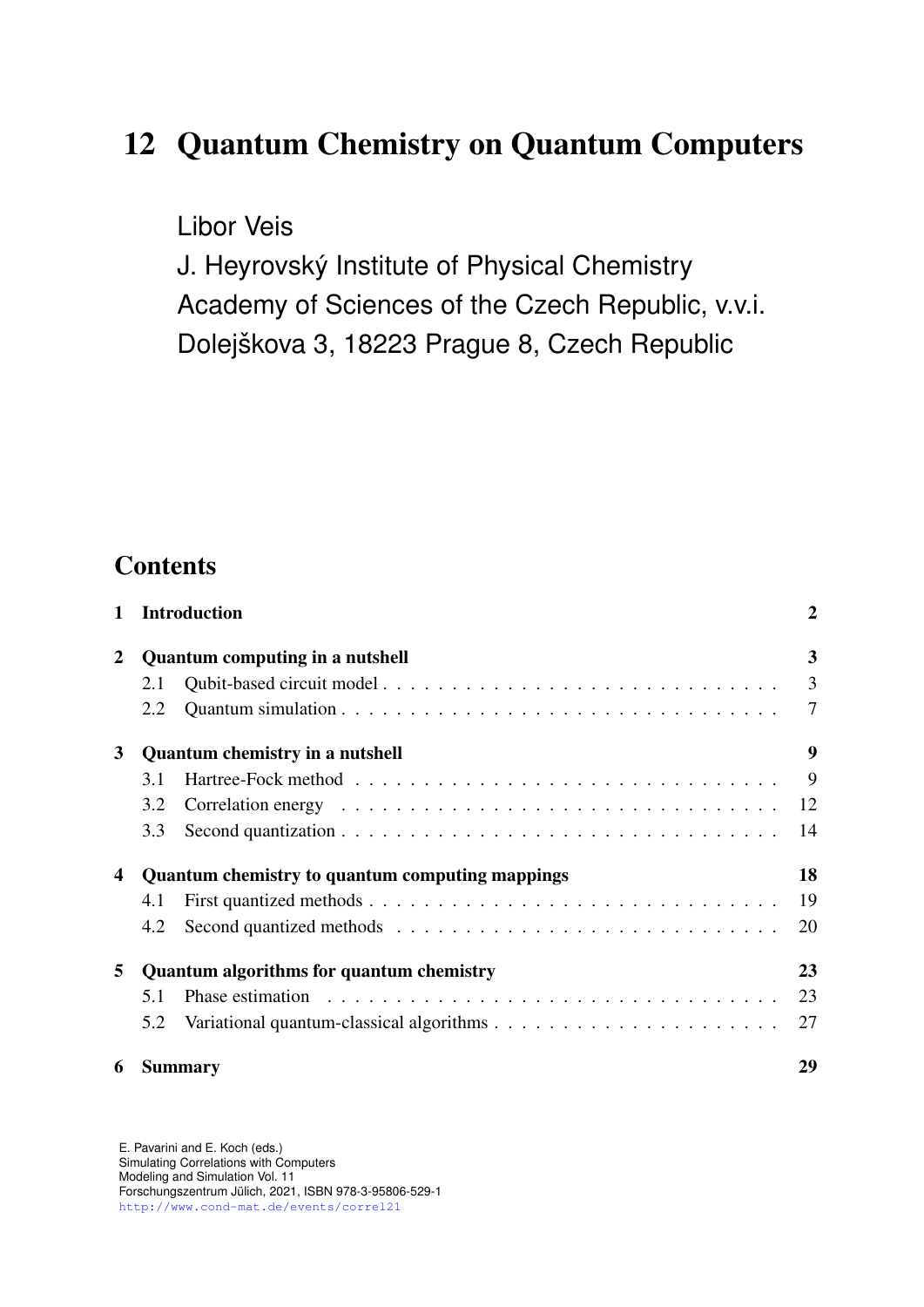# 12 Quantum Chemistry on Quantum Computers

Libor Veis
J. Heyrovský Institute of Physical Chemistry
Academy of Sciences of the Czech Republic, v.v.i.
Dolejškova 3, 18223 Prague 8, Czech Republic

## Contents

| | | |
|---|---|---|
| **1** | **Introduction** | **2** |
| **2** | **Quantum computing in a nutshell** | **3** |
| 2.1 | Qubit-based circuit model | 3 |
| 2.2 | Quantum simulation | 7 |
| **3** | **Quantum chemistry in a nutshell** | **9** |
| 3.1 | Hartree-Fock method | 9 |
| 3.2 | Correlation energy | 12 |
| 3.3 | Second quantization | 14 |
| **4** | **Quantum chemistry to quantum computing mappings** | **18** |
| 4.1 | First quantized methods | 19 |
| 4.2 | Second quantized methods | 20 |
| **5** | **Quantum algorithms for quantum chemistry** | **23** |
| 5.1 | Phase estimation | 23 |
| 5.2 | Variational quantum-classical algorithms | 27 |
| **6** | **Summary** | **29** |

E. Pavarini and E. Koch (eds.)
Simulating Correlations with Computers
Modeling and Simulation Vol. 11
Forschungszentrum Jülich, 2021, ISBN 978-3-95806-529-1
http://www.cond-mat.de/events/correl21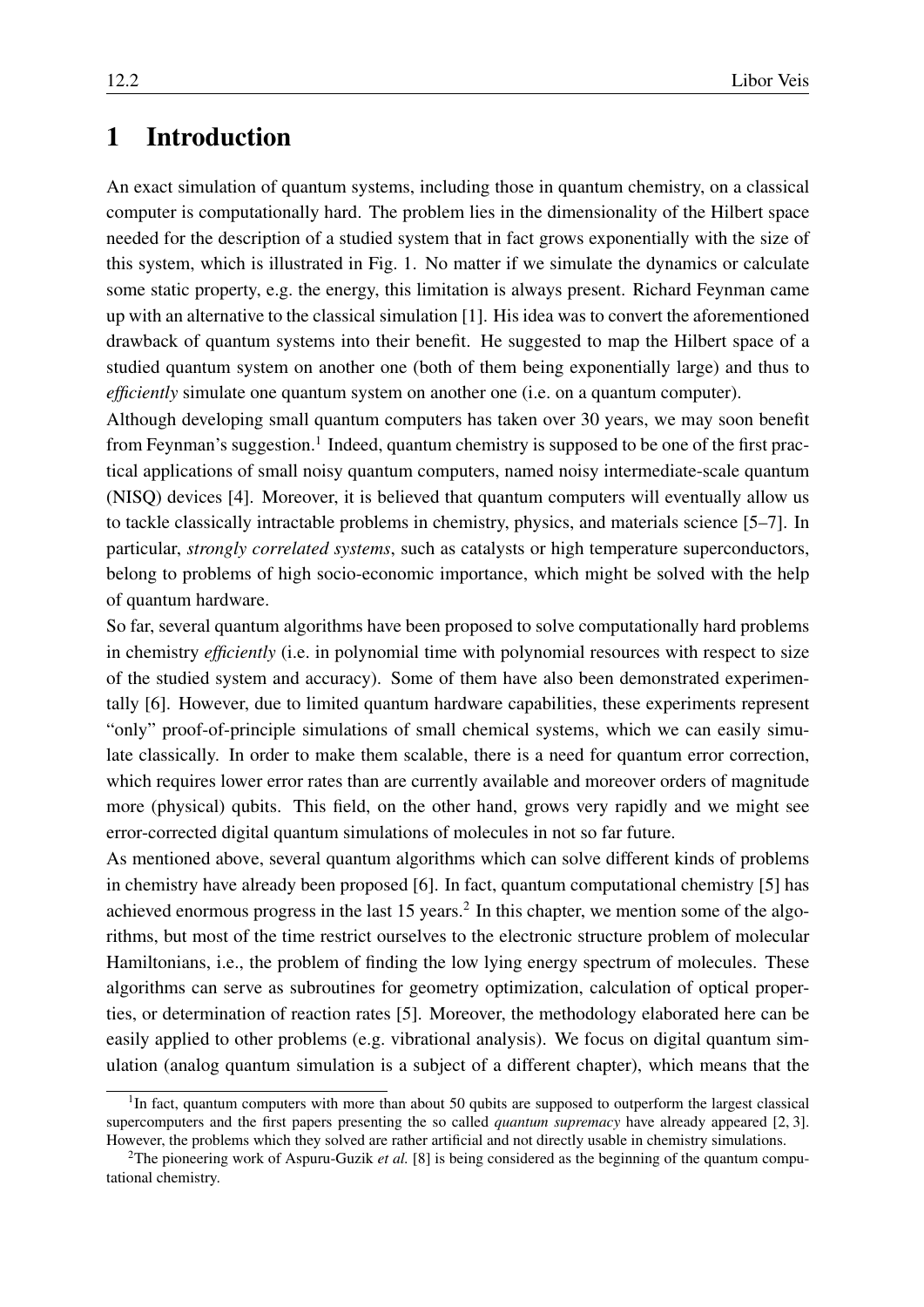# 1 Introduction

An exact simulation of quantum systems, including those in quantum chemistry, on a classical computer is computationally hard. The problem lies in the dimensionality of the Hilbert space needed for the description of a studied system that in fact grows exponentially with the size of this system, which is illustrated in Fig. 1. No matter if we simulate the dynamics or calculate some static property, e.g. the energy, this limitation is always present. Richard Feynman came up with an alternative to the classical simulation [1]. His idea was to convert the aforementioned drawback of quantum systems into their benefit. He suggested to map the Hilbert space of a studied quantum system on another one (both of them being exponentially large) and thus to *efficiently* simulate one quantum system on another one (i.e. on a quantum computer).

Although developing small quantum computers has taken over 30 years, we may soon benefit from Feynman's suggestion.[1] Indeed, quantum chemistry is supposed to be one of the first practical applications of small noisy quantum computers, named noisy intermediate-scale quantum (NISQ) devices [4]. Moreover, it is believed that quantum computers will eventually allow us to tackle classically intractable problems in chemistry, physics, and materials science [5–7]. In particular, *strongly correlated systems*, such as catalysts or high temperature superconductors, belong to problems of high socio-economic importance, which might be solved with the help of quantum hardware.

So far, several quantum algorithms have been proposed to solve computationally hard problems in chemistry *efficiently* (i.e. in polynomial time with polynomial resources with respect to size of the studied system and accuracy). Some of them have also been demonstrated experimentally [6]. However, due to limited quantum hardware capabilities, these experiments represent "only" proof-of-principle simulations of small chemical systems, which we can easily simulate classically. In order to make them scalable, there is a need for quantum error correction, which requires lower error rates than are currently available and moreover orders of magnitude more (physical) qubits. This field, on the other hand, grows very rapidly and we might see error-corrected digital quantum simulations of molecules in not so far future.

As mentioned above, several quantum algorithms which can solve different kinds of problems in chemistry have already been proposed [6]. In fact, quantum computational chemistry [5] has achieved enormous progress in the last 15 years.[2] In this chapter, we mention some of the algorithms, but most of the time restrict ourselves to the electronic structure problem of molecular Hamiltonians, i.e., the problem of finding the low lying energy spectrum of molecules. These algorithms can serve as subroutines for geometry optimization, calculation of optical properties, or determination of reaction rates [5]. Moreover, the methodology elaborated here can be easily applied to other problems (e.g. vibrational analysis). We focus on digital quantum simulation (analog quantum simulation is a subject of a different chapter), which means that the

---

[1] In fact, quantum computers with more than about 50 qubits are supposed to outperform the largest classical supercomputers and the first papers presenting the so called *quantum supremacy* have already appeared [2, 3]. However, the problems which they solved are rather artificial and not directly usable in chemistry simulations.

[2] The pioneering work of Aspuru-Guzik *et al.* [8] is being considered as the beginning of the quantum computational chemistry.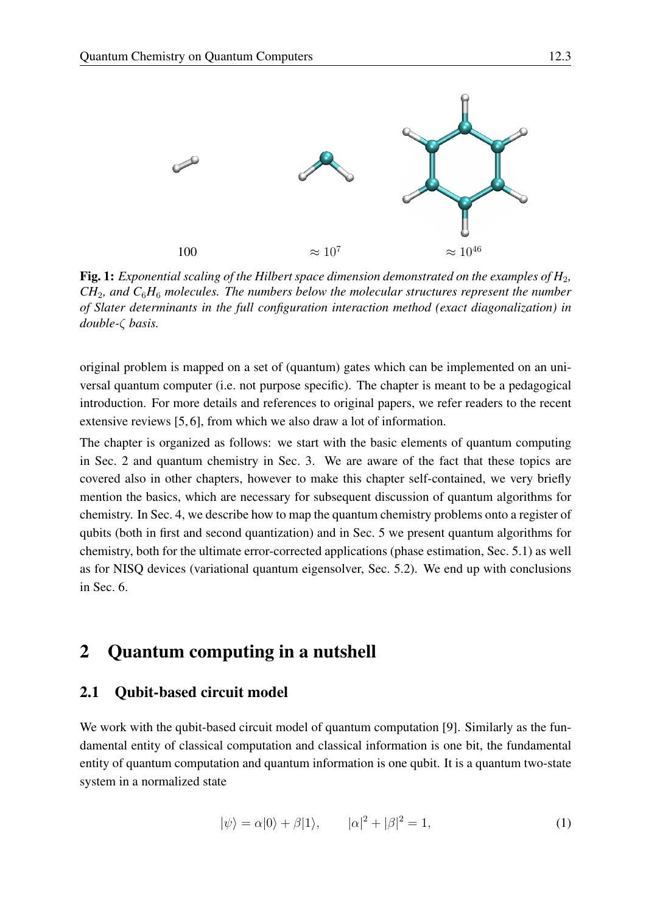100 $\approx 10^7$ $\approx 10^{46}$

**Fig. 1:** *Exponential scaling of the Hilbert space dimension demonstrated on the examples of $H_2$, $CH_2$, and $C_6H_6$ molecules. The numbers below the molecular structures represent the number of Slater determinants in the full configuration interaction method (exact diagonalization) in double-$\zeta$ basis.*

original problem is mapped on a set of (quantum) gates which can be implemented on an universal quantum computer (i.e. not purpose specific). The chapter is meant to be a pedagogical introduction. For more details and references to original papers, we refer readers to the recent extensive reviews [5, 6], from which we also draw a lot of information.

The chapter is organized as follows: we start with the basic elements of quantum computing in Sec. 2 and quantum chemistry in Sec. 3. We are aware of the fact that these topics are covered also in other chapters, however to make this chapter self-contained, we very briefly mention the basics, which are necessary for subsequent discussion of quantum algorithms for chemistry. In Sec. 4, we describe how to map the quantum chemistry problems onto a register of qubits (both in first and second quantization) and in Sec. 5 we present quantum algorithms for chemistry, both for the ultimate error-corrected applications (phase estimation, Sec. 5.1) as well as for NISQ devices (variational quantum eigensolver, Sec. 5.2). We end up with conclusions in Sec. 6.

## 2 Quantum computing in a nutshell

### 2.1 Qubit-based circuit model

We work with the qubit-based circuit model of quantum computation [9]. Similarly as the fundamental entity of classical computation and classical information is one bit, the fundamental entity of quantum computation and quantum information is one qubit. It is a quantum two-state system in a normalized state

$$|\psi\rangle = \alpha|0\rangle + \beta|1\rangle, \qquad |\alpha|^2 + |\beta|^2 = 1, \tag{1}$$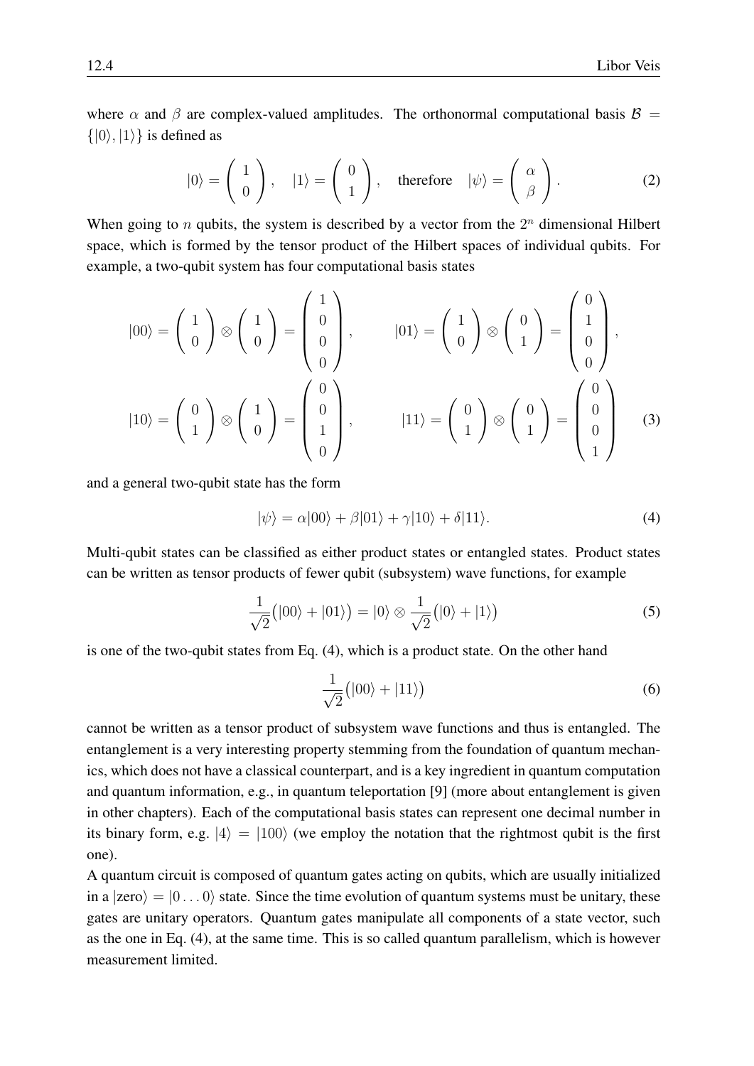where $\alpha$ and $\beta$ are complex-valued amplitudes. The orthonormal computational basis $\mathcal{B} = \{|0\rangle, |1\rangle\}$ is defined as

$$|0\rangle = \begin{pmatrix} 1 \\ 0 \end{pmatrix}, \quad |1\rangle = \begin{pmatrix} 0 \\ 1 \end{pmatrix}, \quad \text{therefore} \quad |\psi\rangle = \begin{pmatrix} \alpha \\ \beta \end{pmatrix}. \tag{2}$$

When going to $n$ qubits, the system is described by a vector from the $2^n$ dimensional Hilbert space, which is formed by the tensor product of the Hilbert spaces of individual qubits. For example, a two-qubit system has four computational basis states

$$|00\rangle = \begin{pmatrix} 1 \\ 0 \end{pmatrix} \otimes \begin{pmatrix} 1 \\ 0 \end{pmatrix} = \begin{pmatrix} 1 \\ 0 \\ 0 \\ 0 \end{pmatrix}, \qquad |01\rangle = \begin{pmatrix} 1 \\ 0 \end{pmatrix} \otimes \begin{pmatrix} 0 \\ 1 \end{pmatrix} = \begin{pmatrix} 0 \\ 1 \\ 0 \\ 0 \end{pmatrix},$$

$$|10\rangle = \begin{pmatrix} 0 \\ 1 \end{pmatrix} \otimes \begin{pmatrix} 1 \\ 0 \end{pmatrix} = \begin{pmatrix} 0 \\ 0 \\ 1 \\ 0 \end{pmatrix}, \qquad |11\rangle = \begin{pmatrix} 0 \\ 1 \end{pmatrix} \otimes \begin{pmatrix} 0 \\ 1 \end{pmatrix} = \begin{pmatrix} 0 \\ 0 \\ 0 \\ 1 \end{pmatrix} \tag{3}$$

and a general two-qubit state has the form

$$|\psi\rangle = \alpha|00\rangle + \beta|01\rangle + \gamma|10\rangle + \delta|11\rangle. \tag{4}$$

Multi-qubit states can be classified as either product states or entangled states. Product states can be written as tensor products of fewer qubit (subsystem) wave functions, for example

$$\frac{1}{\sqrt{2}}\big(|00\rangle + |01\rangle\big) = |0\rangle \otimes \frac{1}{\sqrt{2}}\big(|0\rangle + |1\rangle\big) \tag{5}$$

is one of the two-qubit states from Eq. (4), which is a product state. On the other hand

$$\frac{1}{\sqrt{2}}\big(|00\rangle + |11\rangle\big) \tag{6}$$

cannot be written as a tensor product of subsystem wave functions and thus is entangled. The entanglement is a very interesting property stemming from the foundation of quantum mechanics, which does not have a classical counterpart, and is a key ingredient in quantum computation and quantum information, e.g., in quantum teleportation [9] (more about entanglement is given in other chapters). Each of the computational basis states can represent one decimal number in its binary form, e.g. $|4\rangle = |100\rangle$ (we employ the notation that the rightmost qubit is the first one).

A quantum circuit is composed of quantum gates acting on qubits, which are usually initialized in a $|\text{zero}\rangle = |0 \ldots 0\rangle$ state. Since the time evolution of quantum systems must be unitary, these gates are unitary operators. Quantum gates manipulate all components of a state vector, such as the one in Eq. (4), at the same time. This is so called quantum parallelism, which is however measurement limited.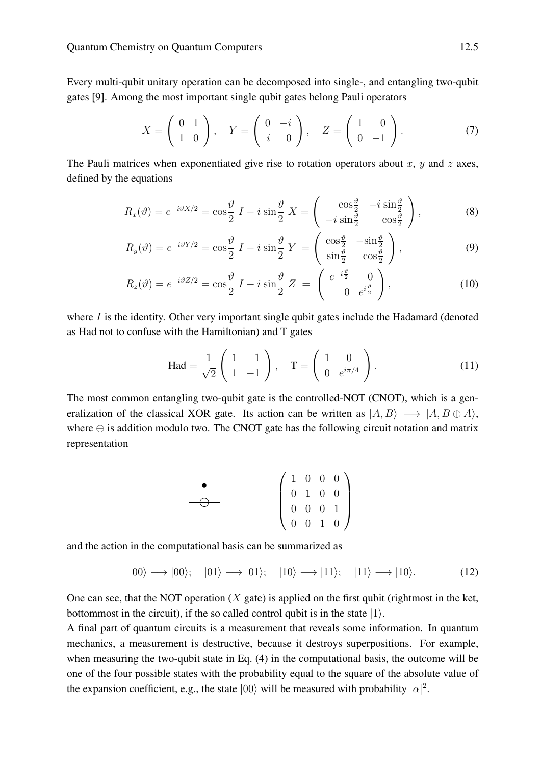Every multi-qubit unitary operation can be decomposed into single-, and entangling two-qubit gates [9]. Among the most important single qubit gates belong Pauli operators

$$X = \begin{pmatrix} 0 & 1 \\ 1 & 0 \end{pmatrix}, \quad Y = \begin{pmatrix} 0 & -i \\ i & 0 \end{pmatrix}, \quad Z = \begin{pmatrix} 1 & 0 \\ 0 & -1 \end{pmatrix}. \tag{7}$$

The Pauli matrices when exponentiated give rise to rotation operators about $x$, $y$ and $z$ axes, defined by the equations

$$R_x(\vartheta) = e^{-i\vartheta X/2} = \cos\frac{\vartheta}{2}\, I - i\sin\frac{\vartheta}{2}\, X = \begin{pmatrix} \cos\frac{\vartheta}{2} & -i\sin\frac{\vartheta}{2} \\ -i\sin\frac{\vartheta}{2} & \cos\frac{\vartheta}{2} \end{pmatrix}, \tag{8}$$

$$R_y(\vartheta) = e^{-i\vartheta Y/2} = \cos\frac{\vartheta}{2}\, I - i\sin\frac{\vartheta}{2}\, Y = \begin{pmatrix} \cos\frac{\vartheta}{2} & -\sin\frac{\vartheta}{2} \\ \sin\frac{\vartheta}{2} & \cos\frac{\vartheta}{2} \end{pmatrix}, \tag{9}$$

$$R_z(\vartheta) = e^{-i\vartheta Z/2} = \cos\frac{\vartheta}{2}\, I - i\sin\frac{\vartheta}{2}\, Z = \begin{pmatrix} e^{-i\frac{\vartheta}{2}} & 0 \\ 0 & e^{i\frac{\vartheta}{2}} \end{pmatrix}, \tag{10}$$

where $I$ is the identity. Other very important single qubit gates include the Hadamard (denoted as Had not to confuse with the Hamiltonian) and T gates

$$\text{Had} = \frac{1}{\sqrt{2}} \begin{pmatrix} 1 & 1 \\ 1 & -1 \end{pmatrix}, \quad \text{T} = \begin{pmatrix} 1 & 0 \\ 0 & e^{i\pi/4} \end{pmatrix}. \tag{11}$$

The most common entangling two-qubit gate is the controlled-NOT (CNOT), which is a generalization of the classical XOR gate. Its action can be written as $|A, B\rangle \longrightarrow |A, B \oplus A\rangle$, where $\oplus$ is addition modulo two. The CNOT gate has the following circuit notation and matrix representation

$$\begin{pmatrix} 1 & 0 & 0 & 0 \\ 0 & 1 & 0 & 0 \\ 0 & 0 & 0 & 1 \\ 0 & 0 & 1 & 0 \end{pmatrix}$$

and the action in the computational basis can be summarized as

$$|00\rangle \longrightarrow |00\rangle; \quad |01\rangle \longrightarrow |01\rangle; \quad |10\rangle \longrightarrow |11\rangle; \quad |11\rangle \longrightarrow |10\rangle. \tag{12}$$

One can see, that the NOT operation ($X$ gate) is applied on the first qubit (rightmost in the ket, bottommost in the circuit), if the so called control qubit is in the state $|1\rangle$.

A final part of quantum circuits is a measurement that reveals some information. In quantum mechanics, a measurement is destructive, because it destroys superpositions. For example, when measuring the two-qubit state in Eq. (4) in the computational basis, the outcome will be one of the four possible states with the probability equal to the square of the absolute value of the expansion coefficient, e.g., the state $|00\rangle$ will be measured with probability $|\alpha|^2$.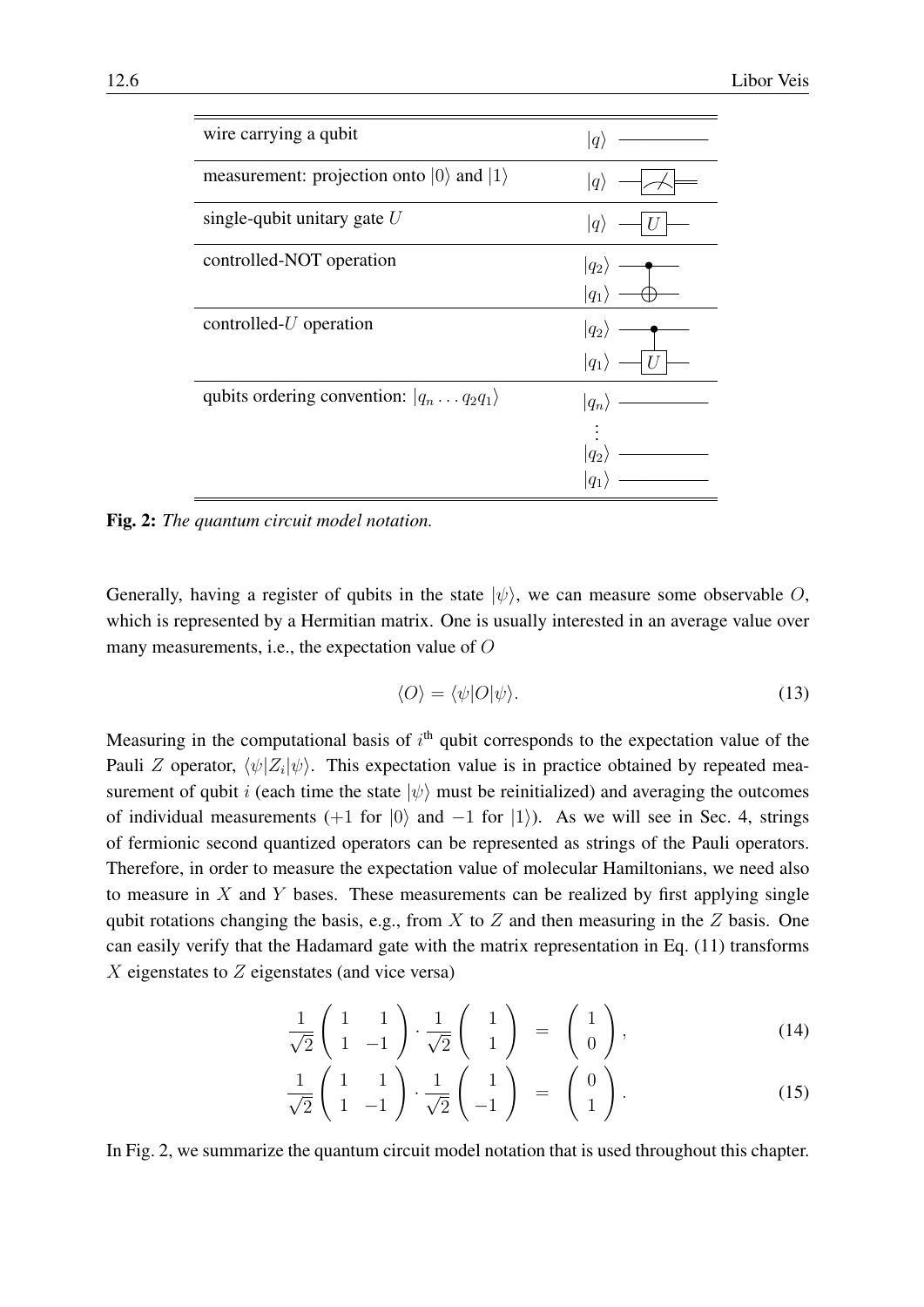| | |
|---|---|
| wire carrying a qubit | $\vert q\rangle$ ———— |
| measurement: projection onto $\vert 0\rangle$ and $\vert 1\rangle$ | $\vert q\rangle$ —[meter]═ |
| single-qubit unitary gate $U$ | $\vert q\rangle$ —[$U$]— |
| controlled-NOT operation | $\vert q_2\rangle$ —●— <br> $\vert q_1\rangle$ —⊕— |
| controlled-$U$ operation | $\vert q_2\rangle$ —●— <br> $\vert q_1\rangle$ —[$U$]— |
| qubits ordering convention: $\vert q_n \dots q_2 q_1\rangle$ | $\vert q_n\rangle$ ———— <br> $\vdots$ <br> $\vert q_2\rangle$ ———— <br> $\vert q_1\rangle$ ———— |

**Fig. 2:** *The quantum circuit model notation.*

Generally, having a register of qubits in the state $|\psi\rangle$, we can measure some observable $O$, which is represented by a Hermitian matrix. One is usually interested in an average value over many measurements, i.e., the expectation value of $O$

$$\langle O\rangle = \langle\psi|O|\psi\rangle. \tag{13}$$

Measuring in the computational basis of $i^{\text{th}}$ qubit corresponds to the expectation value of the Pauli $Z$ operator, $\langle\psi|Z_i|\psi\rangle$. This expectation value is in practice obtained by repeated measurement of qubit $i$ (each time the state $|\psi\rangle$ must be reinitialized) and averaging the outcomes of individual measurements ($+1$ for $|0\rangle$ and $-1$ for $|1\rangle$). As we will see in Sec. 4, strings of fermionic second quantized operators can be represented as strings of the Pauli operators. Therefore, in order to measure the expectation value of molecular Hamiltonians, we need also to measure in $X$ and $Y$ bases. These measurements can be realized by first applying single qubit rotations changing the basis, e.g., from $X$ to $Z$ and then measuring in the $Z$ basis. One can easily verify that the Hadamard gate with the matrix representation in Eq. (11) transforms $X$ eigenstates to $Z$ eigenstates (and vice versa)

$$\frac{1}{\sqrt{2}}\begin{pmatrix} 1 & 1 \\ 1 & -1 \end{pmatrix} \cdot \frac{1}{\sqrt{2}}\begin{pmatrix} 1 \\ 1 \end{pmatrix} = \begin{pmatrix} 1 \\ 0 \end{pmatrix}, \tag{14}$$

$$\frac{1}{\sqrt{2}}\begin{pmatrix} 1 & 1 \\ 1 & -1 \end{pmatrix} \cdot \frac{1}{\sqrt{2}}\begin{pmatrix} 1 \\ -1 \end{pmatrix} = \begin{pmatrix} 0 \\ 1 \end{pmatrix}. \tag{15}$$

In Fig. 2, we summarize the quantum circuit model notation that is used throughout this chapter.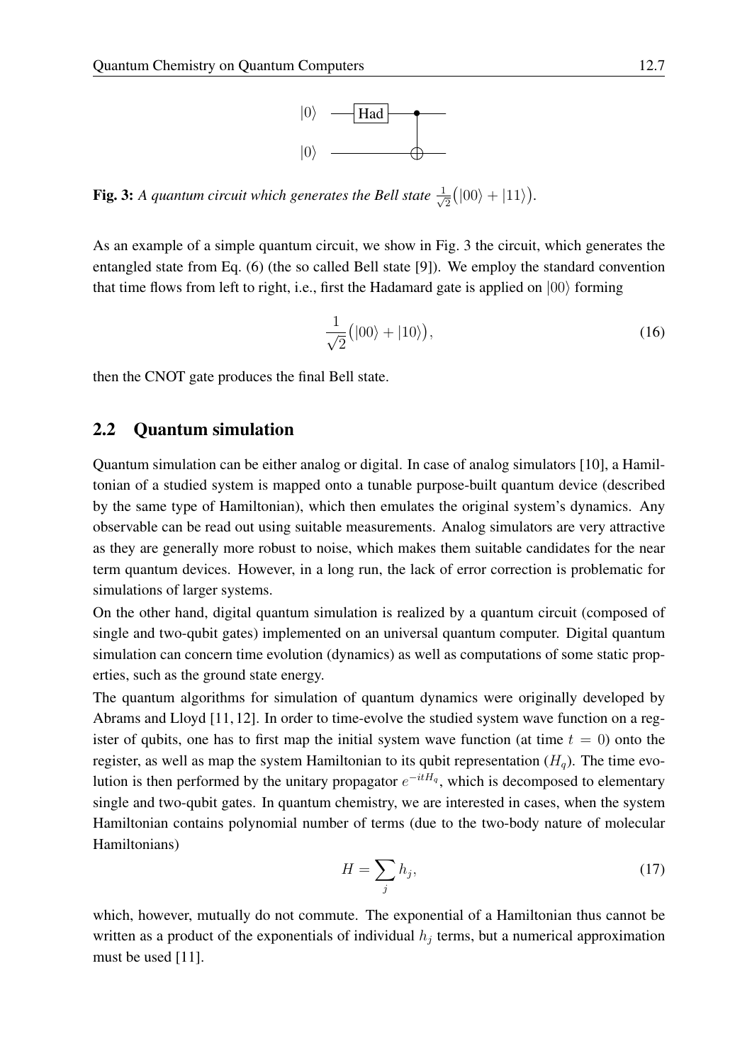**Fig. 3:** *A quantum circuit which generates the Bell state* $\frac{1}{\sqrt{2}}\big(|00\rangle + |11\rangle\big)$.

As an example of a simple quantum circuit, we show in Fig. 3 the circuit, which generates the entangled state from Eq. (6) (the so called Bell state [9]). We employ the standard convention that time flows from left to right, i.e., first the Hadamard gate is applied on $|00\rangle$ forming

$$\frac{1}{\sqrt{2}}\big(|00\rangle + |10\rangle\big), \tag{16}$$

then the CNOT gate produces the final Bell state.

## 2.2 Quantum simulation

Quantum simulation can be either analog or digital. In case of analog simulators [10], a Hamiltonian of a studied system is mapped onto a tunable purpose-built quantum device (described by the same type of Hamiltonian), which then emulates the original system's dynamics. Any observable can be read out using suitable measurements. Analog simulators are very attractive as they are generally more robust to noise, which makes them suitable candidates for the near term quantum devices. However, in a long run, the lack of error correction is problematic for simulations of larger systems.

On the other hand, digital quantum simulation is realized by a quantum circuit (composed of single and two-qubit gates) implemented on an universal quantum computer. Digital quantum simulation can concern time evolution (dynamics) as well as computations of some static properties, such as the ground state energy.

The quantum algorithms for simulation of quantum dynamics were originally developed by Abrams and Lloyd [11, 12]. In order to time-evolve the studied system wave function on a register of qubits, one has to first map the initial system wave function (at time $t = 0$) onto the register, as well as map the system Hamiltonian to its qubit representation ($H_q$). The time evolution is then performed by the unitary propagator $e^{-itH_q}$, which is decomposed to elementary single and two-qubit gates. In quantum chemistry, we are interested in cases, when the system Hamiltonian contains polynomial number of terms (due to the two-body nature of molecular Hamiltonians)

$$H = \sum_j h_j, \tag{17}$$

which, however, mutually do not commute. The exponential of a Hamiltonian thus cannot be written as a product of the exponentials of individual $h_j$ terms, but a numerical approximation must be used [11].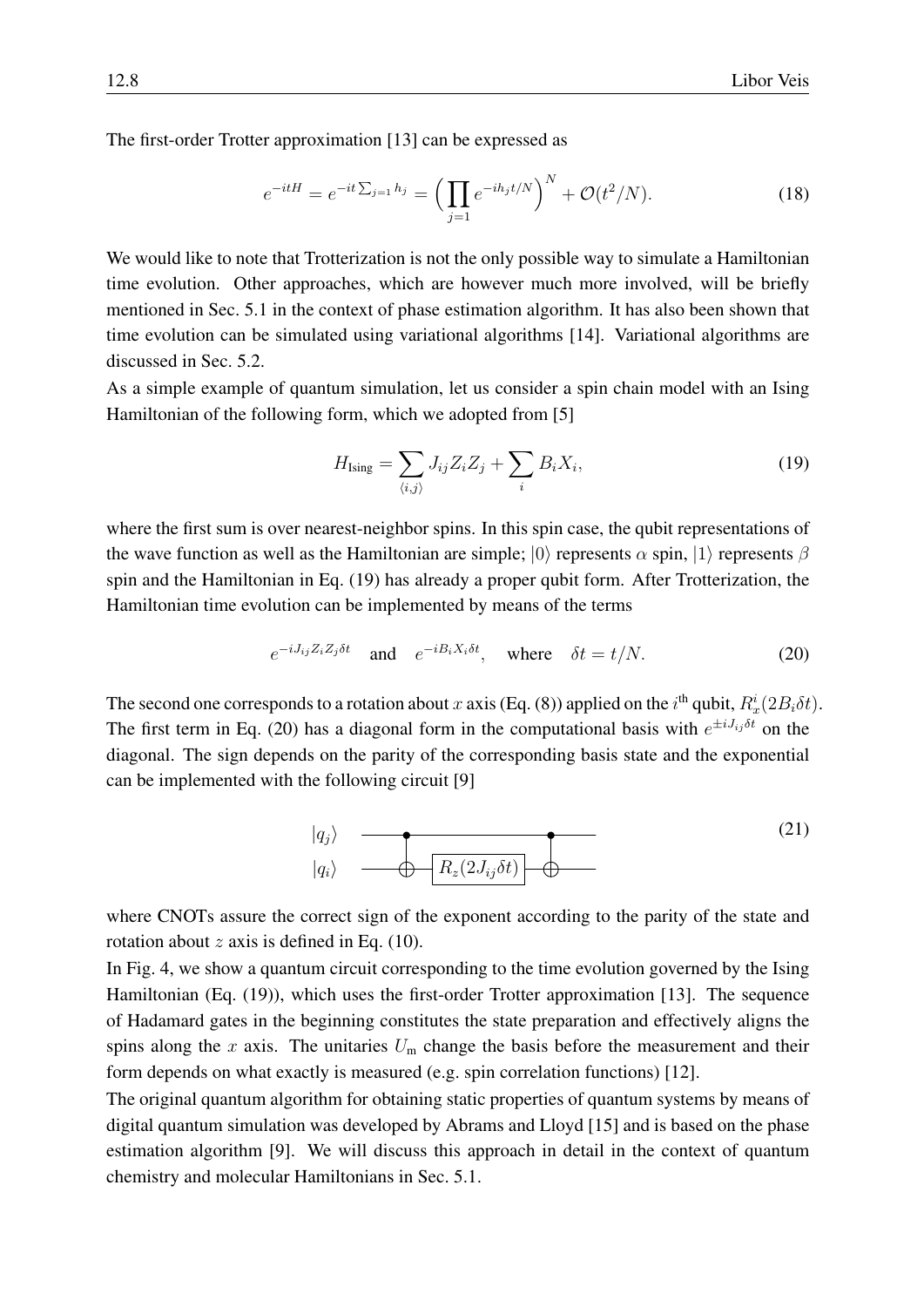The first-order Trotter approximation [13] can be expressed as

$$e^{-itH} = e^{-it\sum_{j=1} h_j} = \Big(\prod_{j=1} e^{-ih_j t/N}\Big)^N + \mathcal{O}(t^2/N). \tag{18}$$

We would like to note that Trotterization is not the only possible way to simulate a Hamiltonian time evolution. Other approaches, which are however much more involved, will be briefly mentioned in Sec. 5.1 in the context of phase estimation algorithm. It has also been shown that time evolution can be simulated using variational algorithms [14]. Variational algorithms are discussed in Sec. 5.2.

As a simple example of quantum simulation, let us consider a spin chain model with an Ising Hamiltonian of the following form, which we adopted from [5]

$$H_{\text{Ising}} = \sum_{\langle i,j \rangle} J_{ij} Z_i Z_j + \sum_i B_i X_i, \tag{19}$$

where the first sum is over nearest-neighbor spins. In this spin case, the qubit representations of the wave function as well as the Hamiltonian are simple; $|0\rangle$ represents $\alpha$ spin, $|1\rangle$ represents $\beta$ spin and the Hamiltonian in Eq. (19) has already a proper qubit form. After Trotterization, the Hamiltonian time evolution can be implemented by means of the terms

$$e^{-iJ_{ij}Z_iZ_j\delta t} \quad \text{and} \quad e^{-iB_iX_i\delta t}, \quad \text{where} \quad \delta t = t/N. \tag{20}$$

The second one corresponds to a rotation about $x$ axis (Eq. (8)) applied on the $i^{\text{th}}$ qubit, $R_x^i(2B_i\delta t)$. The first term in Eq. (20) has a diagonal form in the computational basis with $e^{\pm iJ_{ij}\delta t}$ on the diagonal. The sign depends on the parity of the corresponding basis state and the exponential can be implemented with the following circuit [9]

$$
\begin{array}{l}
|q_j\rangle \; ——\bullet————————\bullet—— \\
|q_i\rangle \; ——\oplus—\boxed{R_z(2J_{ij}\delta t)}—\oplus——
\end{array} \tag{21}
$$

where CNOTs assure the correct sign of the exponent according to the parity of the state and rotation about $z$ axis is defined in Eq. (10).

In Fig. 4, we show a quantum circuit corresponding to the time evolution governed by the Ising Hamiltonian (Eq. (19)), which uses the first-order Trotter approximation [13]. The sequence of Hadamard gates in the beginning constitutes the state preparation and effectively aligns the spins along the $x$ axis. The unitaries $U_{\text{m}}$ change the basis before the measurement and their form depends on what exactly is measured (e.g. spin correlation functions) [12].

The original quantum algorithm for obtaining static properties of quantum systems by means of digital quantum simulation was developed by Abrams and Lloyd [15] and is based on the phase estimation algorithm [9]. We will discuss this approach in detail in the context of quantum chemistry and molecular Hamiltonians in Sec. 5.1.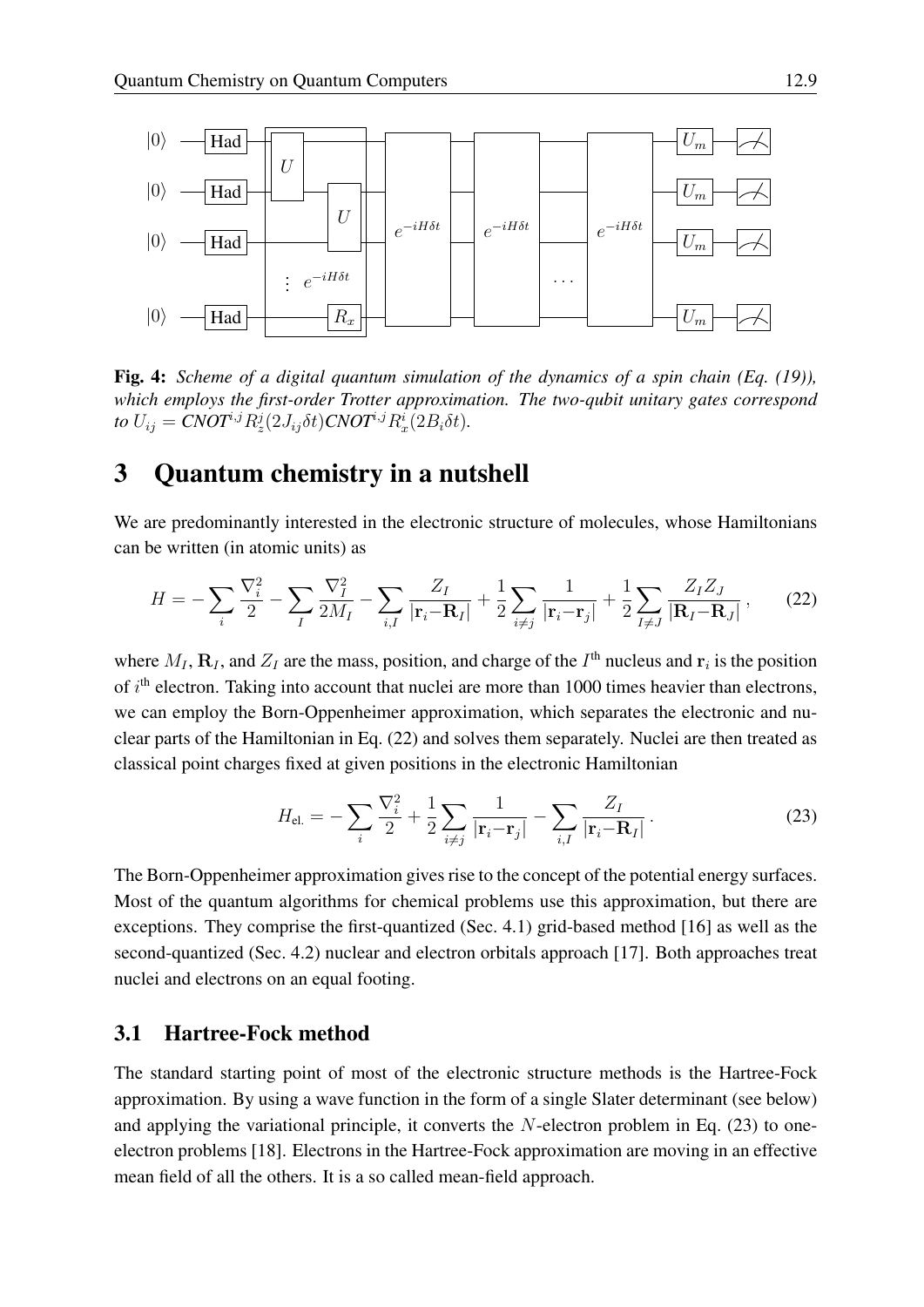**Fig. 4:** *Scheme of a digital quantum simulation of the dynamics of a spin chain (Eq. (19)), which employs the first-order Trotter approximation. The two-qubit unitary gates correspond to* $U_{ij} = \mathit{CNOT}^{i,j} R_z^j(2J_{ij}\delta t)\mathit{CNOT}^{i,j} R_x^i(2B_i\delta t)$.

# 3 Quantum chemistry in a nutshell

We are predominantly interested in the electronic structure of molecules, whose Hamiltonians can be written (in atomic units) as

$$H = -\sum_i \frac{\nabla_i^2}{2} - \sum_I \frac{\nabla_I^2}{2M_I} - \sum_{i,I} \frac{Z_I}{|\mathbf{r}_i - \mathbf{R}_I|} + \frac{1}{2}\sum_{i \neq j} \frac{1}{|\mathbf{r}_i - \mathbf{r}_j|} + \frac{1}{2}\sum_{I \neq J} \frac{Z_I Z_J}{|\mathbf{R}_I - \mathbf{R}_J|}, \tag{22}$$

where $M_I$, $\mathbf{R}_I$, and $Z_I$ are the mass, position, and charge of the $I^{\text{th}}$ nucleus and $\mathbf{r}_i$ is the position of $i^{\text{th}}$ electron. Taking into account that nuclei are more than 1000 times heavier than electrons, we can employ the Born-Oppenheimer approximation, which separates the electronic and nuclear parts of the Hamiltonian in Eq. (22) and solves them separately. Nuclei are then treated as classical point charges fixed at given positions in the electronic Hamiltonian

$$H_{\text{el.}} = -\sum_i \frac{\nabla_i^2}{2} + \frac{1}{2}\sum_{i \neq j} \frac{1}{|\mathbf{r}_i - \mathbf{r}_j|} - \sum_{i,I} \frac{Z_I}{|\mathbf{r}_i - \mathbf{R}_I|}. \tag{23}$$

The Born-Oppenheimer approximation gives rise to the concept of the potential energy surfaces. Most of the quantum algorithms for chemical problems use this approximation, but there are exceptions. They comprise the first-quantized (Sec. 4.1) grid-based method [16] as well as the second-quantized (Sec. 4.2) nuclear and electron orbitals approach [17]. Both approaches treat nuclei and electrons on an equal footing.

## 3.1 Hartree-Fock method

The standard starting point of most of the electronic structure methods is the Hartree-Fock approximation. By using a wave function in the form of a single Slater determinant (see below) and applying the variational principle, it converts the $N$-electron problem in Eq. (23) to one-electron problems [18]. Electrons in the Hartree-Fock approximation are moving in an effective mean field of all the others. It is a so called mean-field approach.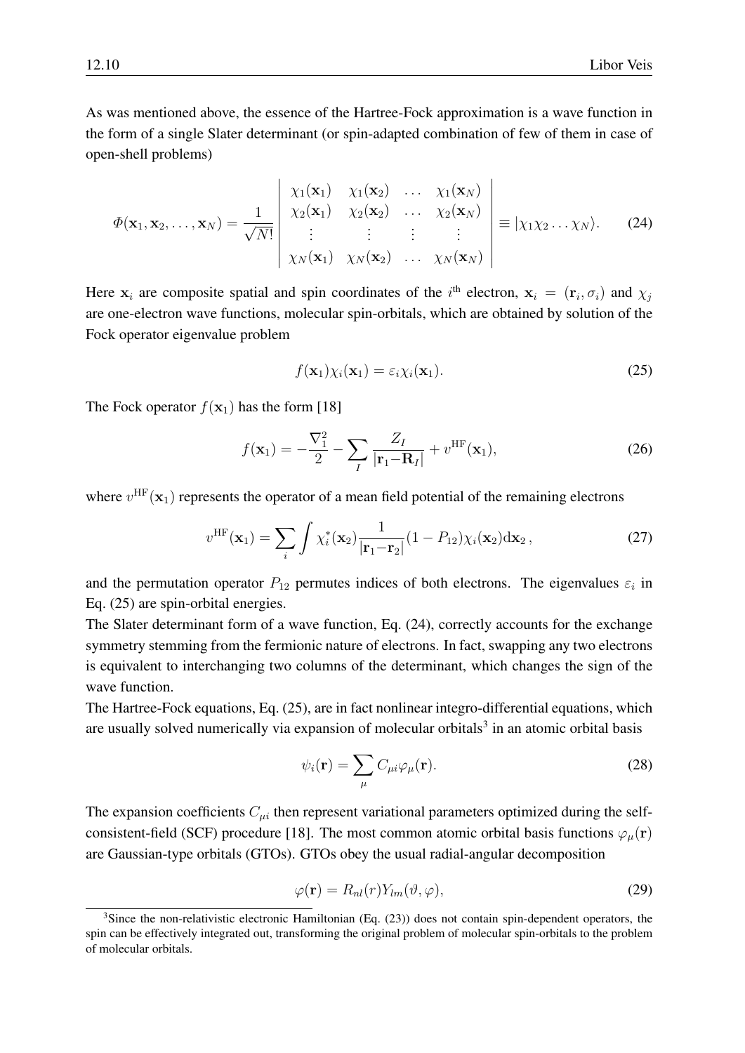As was mentioned above, the essence of the Hartree-Fock approximation is a wave function in the form of a single Slater determinant (or spin-adapted combination of few of them in case of open-shell problems)

$$\Phi(\mathbf{x}_1, \mathbf{x}_2, \ldots, \mathbf{x}_N) = \frac{1}{\sqrt{N!}} \begin{vmatrix} \chi_1(\mathbf{x}_1) & \chi_1(\mathbf{x}_2) & \ldots & \chi_1(\mathbf{x}_N) \\ \chi_2(\mathbf{x}_1) & \chi_2(\mathbf{x}_2) & \ldots & \chi_2(\mathbf{x}_N) \\ \vdots & \vdots & \vdots & \vdots \\ \chi_N(\mathbf{x}_1) & \chi_N(\mathbf{x}_2) & \ldots & \chi_N(\mathbf{x}_N) \end{vmatrix} \equiv |\chi_1 \chi_2 \ldots \chi_N\rangle. \tag{24}$$

Here $\mathbf{x}_i$ are composite spatial and spin coordinates of the $i^{\text{th}}$ electron, $\mathbf{x}_i = (\mathbf{r}_i, \sigma_i)$ and $\chi_j$ are one-electron wave functions, molecular spin-orbitals, which are obtained by solution of the Fock operator eigenvalue problem

$$f(\mathbf{x}_1)\chi_i(\mathbf{x}_1) = \varepsilon_i \chi_i(\mathbf{x}_1). \tag{25}$$

The Fock operator $f(\mathbf{x}_1)$ has the form [18]

$$f(\mathbf{x}_1) = -\frac{\nabla_1^2}{2} - \sum_I \frac{Z_I}{|\mathbf{r}_1 - \mathbf{R}_I|} + v^{\text{HF}}(\mathbf{x}_1), \tag{26}$$

where $v^{\text{HF}}(\mathbf{x}_1)$ represents the operator of a mean field potential of the remaining electrons

$$v^{\text{HF}}(\mathbf{x}_1) = \sum_i \int \chi_i^*(\mathbf{x}_2) \frac{1}{|\mathbf{r}_1 - \mathbf{r}_2|} (1 - P_{12}) \chi_i(\mathbf{x}_2) \mathrm{d}\mathbf{x}_2\,, \tag{27}$$

and the permutation operator $P_{12}$ permutes indices of both electrons. The eigenvalues $\varepsilon_i$ in Eq. (25) are spin-orbital energies.

The Slater determinant form of a wave function, Eq. (24), correctly accounts for the exchange symmetry stemming from the fermionic nature of electrons. In fact, swapping any two electrons is equivalent to interchanging two columns of the determinant, which changes the sign of the wave function.

The Hartree-Fock equations, Eq. (25), are in fact nonlinear integro-differential equations, which are usually solved numerically via expansion of molecular orbitals[3] in an atomic orbital basis

$$\psi_i(\mathbf{r}) = \sum_\mu C_{\mu i} \varphi_\mu(\mathbf{r}). \tag{28}$$

The expansion coefficients $C_{\mu i}$ then represent variational parameters optimized during the self-consistent-field (SCF) procedure [18]. The most common atomic orbital basis functions $\varphi_\mu(\mathbf{r})$ are Gaussian-type orbitals (GTOs). GTOs obey the usual radial-angular decomposition

$$\varphi(\mathbf{r}) = R_{nl}(r) Y_{lm}(\vartheta, \varphi), \tag{29}$$

[3] Since the non-relativistic electronic Hamiltonian (Eq. (23)) does not contain spin-dependent operators, the spin can be effectively integrated out, transforming the original problem of molecular spin-orbitals to the problem of molecular orbitals.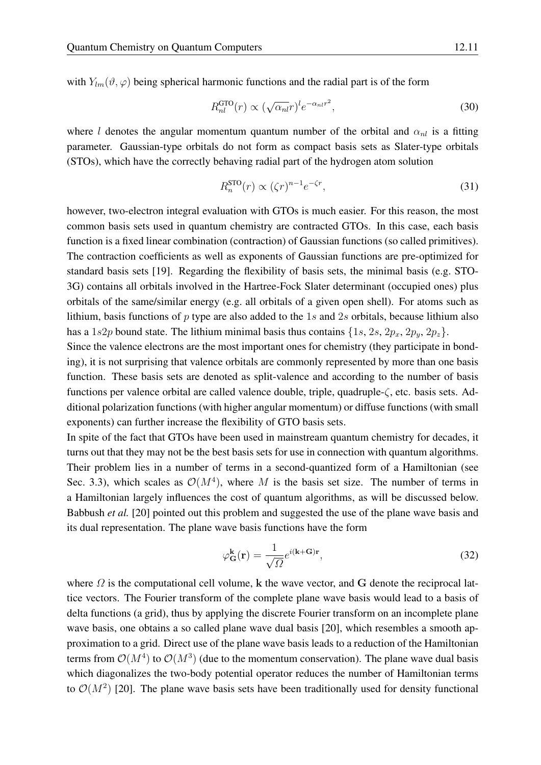with $Y_{lm}(\vartheta, \varphi)$ being spherical harmonic functions and the radial part is of the form

$$R_{nl}^{\text{GTO}}(r) \propto (\sqrt{\alpha_{nl}} r)^l e^{-\alpha_{nl} r^2}, \tag{30}$$

where $l$ denotes the angular momentum quantum number of the orbital and $\alpha_{nl}$ is a fitting parameter. Gaussian-type orbitals do not form as compact basis sets as Slater-type orbitals (STOs), which have the correctly behaving radial part of the hydrogen atom solution

$$R_n^{\text{STO}}(r) \propto (\zeta r)^{n-1} e^{-\zeta r}, \tag{31}$$

however, two-electron integral evaluation with GTOs is much easier. For this reason, the most common basis sets used in quantum chemistry are contracted GTOs. In this case, each basis function is a fixed linear combination (contraction) of Gaussian functions (so called primitives). The contraction coefficients as well as exponents of Gaussian functions are pre-optimized for standard basis sets [19]. Regarding the flexibility of basis sets, the minimal basis (e.g. STO-3G) contains all orbitals involved in the Hartree-Fock Slater determinant (occupied ones) plus orbitals of the same/similar energy (e.g. all orbitals of a given open shell). For atoms such as lithium, basis functions of $p$ type are also added to the $1s$ and $2s$ orbitals, because lithium also has a $1s2p$ bound state. The lithium minimal basis thus contains $\{1s, 2s, 2p_x, 2p_y, 2p_z\}$.

Since the valence electrons are the most important ones for chemistry (they participate in bonding), it is not surprising that valence orbitals are commonly represented by more than one basis function. These basis sets are denoted as split-valence and according to the number of basis functions per valence orbital are called valence double, triple, quadruple-$\zeta$, etc. basis sets. Additional polarization functions (with higher angular momentum) or diffuse functions (with small exponents) can further increase the flexibility of GTO basis sets.

In spite of the fact that GTOs have been used in mainstream quantum chemistry for decades, it turns out that they may not be the best basis sets for use in connection with quantum algorithms. Their problem lies in a number of terms in a second-quantized form of a Hamiltonian (see Sec. 3.3), which scales as $\mathcal{O}(M^4)$, where $M$ is the basis set size. The number of terms in a Hamiltonian largely influences the cost of quantum algorithms, as will be discussed below. Babbush *et al.* [20] pointed out this problem and suggested the use of the plane wave basis and its dual representation. The plane wave basis functions have the form

$$\varphi_{\mathbf{G}}^{\mathbf{k}}(\mathbf{r}) = \frac{1}{\sqrt{\Omega}} e^{i(\mathbf{k}+\mathbf{G})\mathbf{r}}, \tag{32}$$

where $\Omega$ is the computational cell volume, $\mathbf{k}$ the wave vector, and $\mathbf{G}$ denote the reciprocal lattice vectors. The Fourier transform of the complete plane wave basis would lead to a basis of delta functions (a grid), thus by applying the discrete Fourier transform on an incomplete plane wave basis, one obtains a so called plane wave dual basis [20], which resembles a smooth approximation to a grid. Direct use of the plane wave basis leads to a reduction of the Hamiltonian terms from $\mathcal{O}(M^4)$ to $\mathcal{O}(M^3)$ (due to the momentum conservation). The plane wave dual basis which diagonalizes the two-body potential operator reduces the number of Hamiltonian terms to $\mathcal{O}(M^2)$ [20]. The plane wave basis sets have been traditionally used for density functional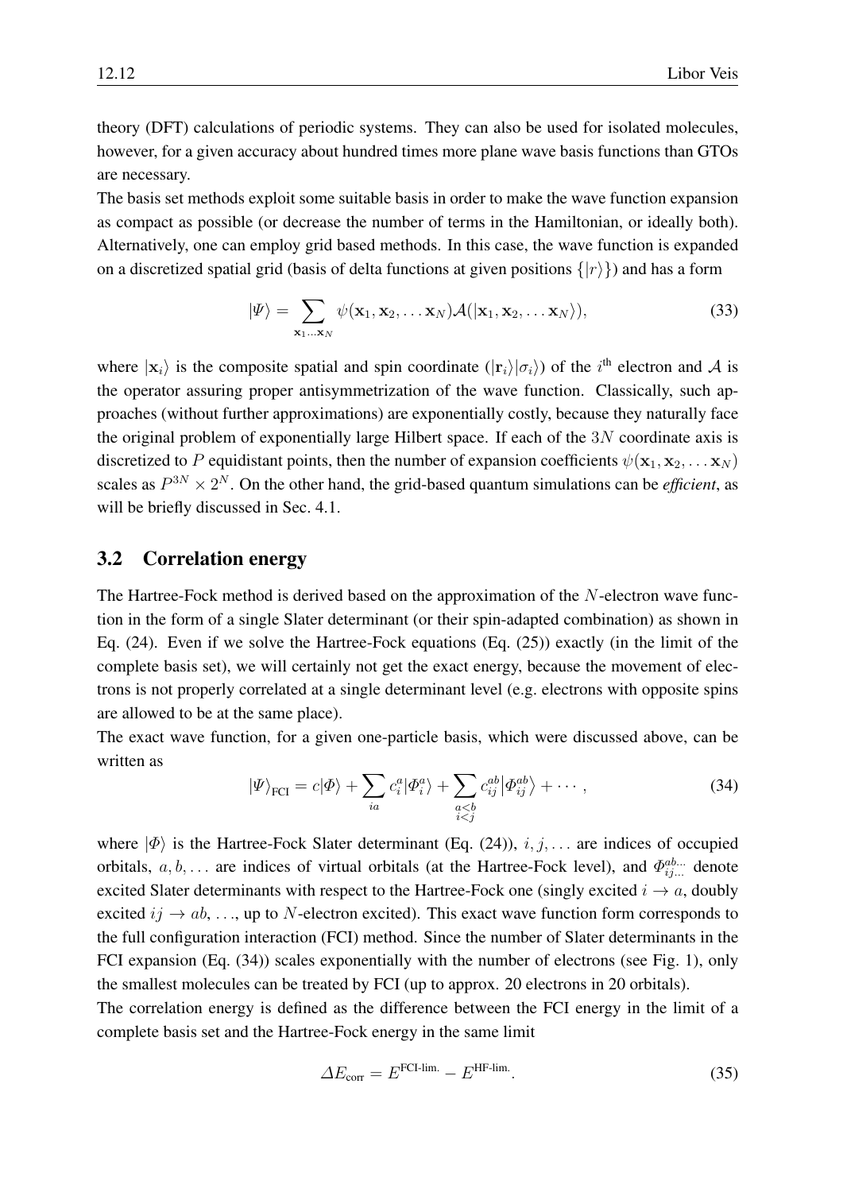theory (DFT) calculations of periodic systems. They can also be used for isolated molecules, however, for a given accuracy about hundred times more plane wave basis functions than GTOs are necessary.

The basis set methods exploit some suitable basis in order to make the wave function expansion as compact as possible (or decrease the number of terms in the Hamiltonian, or ideally both). Alternatively, one can employ grid based methods. In this case, the wave function is expanded on a discretized spatial grid (basis of delta functions at given positions $\{|r\rangle\}$) and has a form

$$|\Psi\rangle = \sum_{\mathbf{x}_1 \ldots \mathbf{x}_N} \psi(\mathbf{x}_1, \mathbf{x}_2, \ldots \mathbf{x}_N) \mathcal{A}(|\mathbf{x}_1, \mathbf{x}_2, \ldots \mathbf{x}_N\rangle), \tag{33}$$

where $|\mathbf{x}_i\rangle$ is the composite spatial and spin coordinate ($|\mathbf{r}_i\rangle|\sigma_i\rangle$) of the $i^{\text{th}}$ electron and $\mathcal{A}$ is the operator assuring proper antisymmetrization of the wave function. Classically, such approaches (without further approximations) are exponentially costly, because they naturally face the original problem of exponentially large Hilbert space. If each of the $3N$ coordinate axis is discretized to $P$ equidistant points, then the number of expansion coefficients $\psi(\mathbf{x}_1, \mathbf{x}_2, \ldots \mathbf{x}_N)$ scales as $P^{3N} \times 2^N$. On the other hand, the grid-based quantum simulations can be *efficient*, as will be briefly discussed in Sec. 4.1.

## 3.2 Correlation energy

The Hartree-Fock method is derived based on the approximation of the $N$-electron wave function in the form of a single Slater determinant (or their spin-adapted combination) as shown in Eq. (24). Even if we solve the Hartree-Fock equations (Eq. (25)) exactly (in the limit of the complete basis set), we will certainly not get the exact energy, because the movement of electrons is not properly correlated at a single determinant level (e.g. electrons with opposite spins are allowed to be at the same place).

The exact wave function, for a given one-particle basis, which were discussed above, can be written as

$$|\Psi\rangle_{\text{FCI}} = c|\Phi\rangle + \sum_{ia} c_i^a |\Phi_i^a\rangle + \sum_{\substack{a<b \\ i<j}} c_{ij}^{ab} |\Phi_{ij}^{ab}\rangle + \cdots, \tag{34}$$

where $|\Phi\rangle$ is the Hartree-Fock Slater determinant (Eq. (24)), $i, j, \ldots$ are indices of occupied orbitals, $a, b, \ldots$ are indices of virtual orbitals (at the Hartree-Fock level), and $\Phi_{ij\ldots}^{ab\ldots}$ denote excited Slater determinants with respect to the Hartree-Fock one (singly excited $i \rightarrow a$, doubly excited $ij \rightarrow ab$, ..., up to $N$-electron excited). This exact wave function form corresponds to the full configuration interaction (FCI) method. Since the number of Slater determinants in the FCI expansion (Eq. (34)) scales exponentially with the number of electrons (see Fig. 1), only the smallest molecules can be treated by FCI (up to approx. 20 electrons in 20 orbitals).

The correlation energy is defined as the difference between the FCI energy in the limit of a complete basis set and the Hartree-Fock energy in the same limit

$$\Delta E_{\text{corr}} = E^{\text{FCI-lim.}} - E^{\text{HF-lim.}}. \tag{35}$$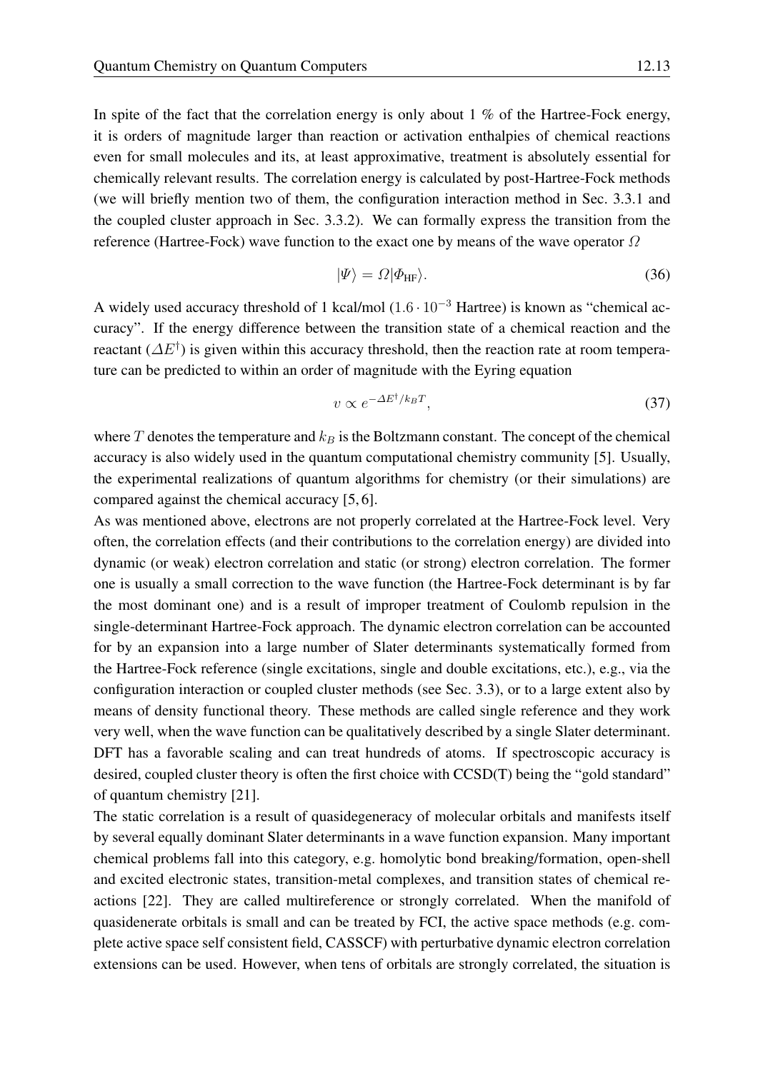In spite of the fact that the correlation energy is only about 1 % of the Hartree-Fock energy, it is orders of magnitude larger than reaction or activation enthalpies of chemical reactions even for small molecules and its, at least approximative, treatment is absolutely essential for chemically relevant results. The correlation energy is calculated by post-Hartree-Fock methods (we will briefly mention two of them, the configuration interaction method in Sec. 3.3.1 and the coupled cluster approach in Sec. 3.3.2). We can formally express the transition from the reference (Hartree-Fock) wave function to the exact one by means of the wave operator $\Omega$

$$|\Psi\rangle = \Omega|\Phi_{\mathrm{HF}}\rangle. \tag{36}$$

A widely used accuracy threshold of 1 kcal/mol ($1.6 \cdot 10^{-3}$ Hartree) is known as "chemical accuracy". If the energy difference between the transition state of a chemical reaction and the reactant ($\Delta E^{\dagger}$) is given within this accuracy threshold, then the reaction rate at room temperature can be predicted to within an order of magnitude with the Eyring equation

$$v \propto e^{-\Delta E^{\dagger}/k_B T}, \tag{37}$$

where $T$ denotes the temperature and $k_B$ is the Boltzmann constant. The concept of the chemical accuracy is also widely used in the quantum computational chemistry community [5]. Usually, the experimental realizations of quantum algorithms for chemistry (or their simulations) are compared against the chemical accuracy [5,6].

As was mentioned above, electrons are not properly correlated at the Hartree-Fock level. Very often, the correlation effects (and their contributions to the correlation energy) are divided into dynamic (or weak) electron correlation and static (or strong) electron correlation. The former one is usually a small correction to the wave function (the Hartree-Fock determinant is by far the most dominant one) and is a result of improper treatment of Coulomb repulsion in the single-determinant Hartree-Fock approach. The dynamic electron correlation can be accounted for by an expansion into a large number of Slater determinants systematically formed from the Hartree-Fock reference (single excitations, single and double excitations, etc.), e.g., via the configuration interaction or coupled cluster methods (see Sec. 3.3), or to a large extent also by means of density functional theory. These methods are called single reference and they work very well, when the wave function can be qualitatively described by a single Slater determinant. DFT has a favorable scaling and can treat hundreds of atoms. If spectroscopic accuracy is desired, coupled cluster theory is often the first choice with CCSD(T) being the "gold standard" of quantum chemistry [21].

The static correlation is a result of quasidegeneracy of molecular orbitals and manifests itself by several equally dominant Slater determinants in a wave function expansion. Many important chemical problems fall into this category, e.g. homolytic bond breaking/formation, open-shell and excited electronic states, transition-metal complexes, and transition states of chemical reactions [22]. They are called multireference or strongly correlated. When the manifold of quasidenerate orbitals is small and can be treated by FCI, the active space methods (e.g. complete active space self consistent field, CASSCF) with perturbative dynamic electron correlation extensions can be used. However, when tens of orbitals are strongly correlated, the situation is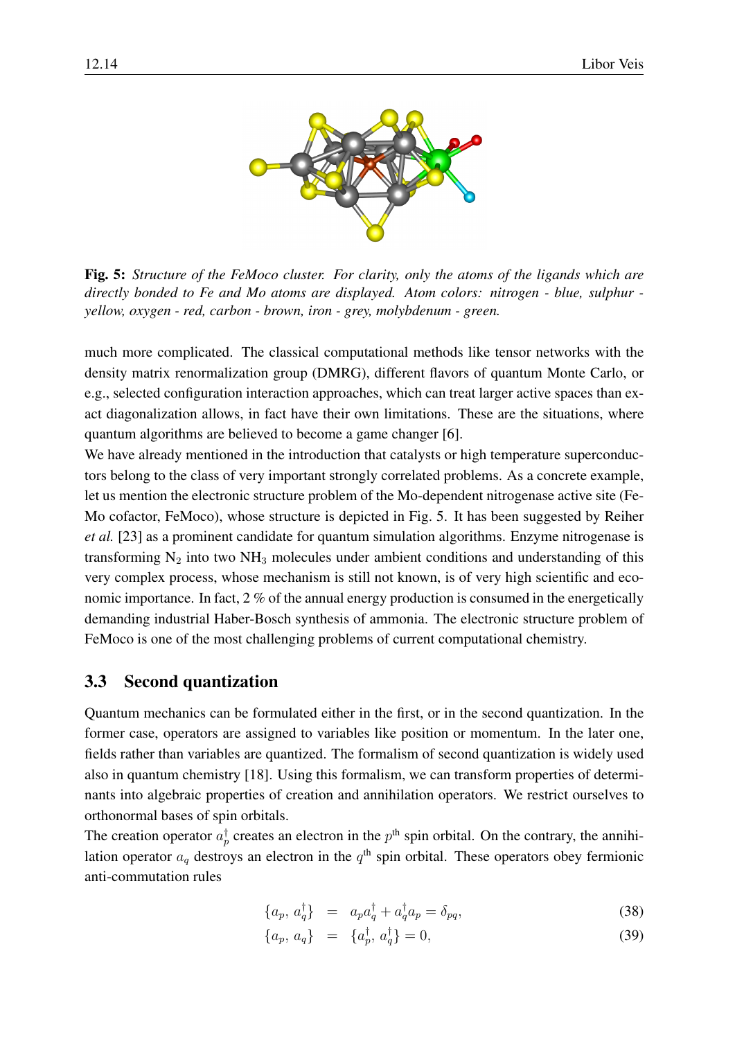**Fig. 5:** *Structure of the FeMoco cluster. For clarity, only the atoms of the ligands which are directly bonded to Fe and Mo atoms are displayed. Atom colors: nitrogen - blue, sulphur - yellow, oxygen - red, carbon - brown, iron - grey, molybdenum - green.*

much more complicated. The classical computational methods like tensor networks with the density matrix renormalization group (DMRG), different flavors of quantum Monte Carlo, or e.g., selected configuration interaction approaches, which can treat larger active spaces than exact diagonalization allows, in fact have their own limitations. These are the situations, where quantum algorithms are believed to become a game changer [6].

We have already mentioned in the introduction that catalysts or high temperature superconductors belong to the class of very important strongly correlated problems. As a concrete example, let us mention the electronic structure problem of the Mo-dependent nitrogenase active site (FeMo cofactor, FeMoco), whose structure is depicted in Fig. 5. It has been suggested by Reiher *et al.* [23] as a prominent candidate for quantum simulation algorithms. Enzyme nitrogenase is transforming $N_2$ into two $NH_3$ molecules under ambient conditions and understanding of this very complex process, whose mechanism is still not known, is of very high scientific and economic importance. In fact, 2 % of the annual energy production is consumed in the energetically demanding industrial Haber-Bosch synthesis of ammonia. The electronic structure problem of FeMoco is one of the most challenging problems of current computational chemistry.

## 3.3 Second quantization

Quantum mechanics can be formulated either in the first, or in the second quantization. In the former case, operators are assigned to variables like position or momentum. In the later one, fields rather than variables are quantized. The formalism of second quantization is widely used also in quantum chemistry [18]. Using this formalism, we can transform properties of determinants into algebraic properties of creation and annihilation operators. We restrict ourselves to orthonormal bases of spin orbitals.

The creation operator $a_p^\dagger$ creates an electron in the $p^{\text{th}}$ spin orbital. On the contrary, the annihilation operator $a_q$ destroys an electron in the $q^{\text{th}}$ spin orbital. These operators obey fermionic anti-commutation rules

$$\{a_p,\, a_q^\dagger\} = a_p a_q^\dagger + a_q^\dagger a_p = \delta_{pq}, \tag{38}$$

$$\{a_p,\, a_q\} = \{a_p^\dagger,\, a_q^\dagger\} = 0, \tag{39}$$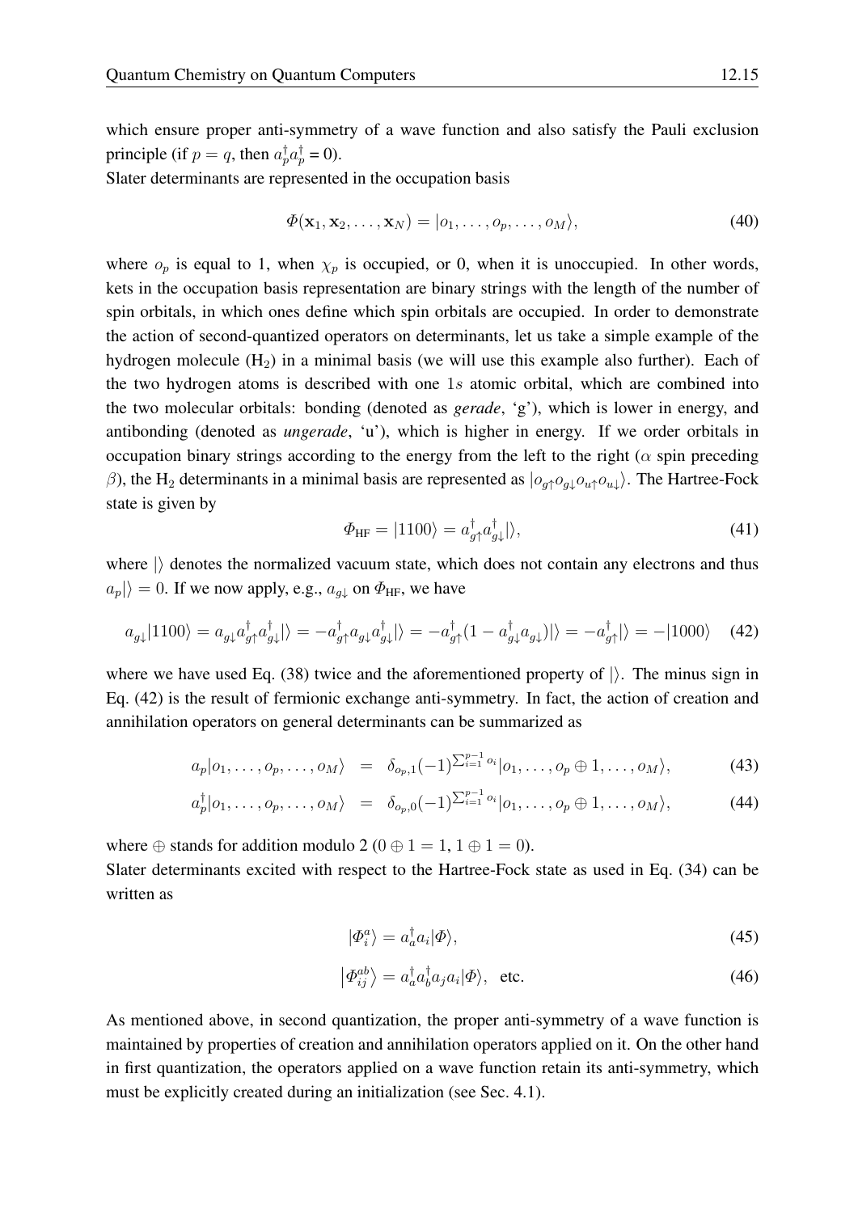which ensure proper anti-symmetry of a wave function and also satisfy the Pauli exclusion principle (if $p = q$, then $a_p^\dagger a_p^\dagger = 0$).

Slater determinants are represented in the occupation basis

$$\Phi(\mathbf{x}_1, \mathbf{x}_2, \ldots, \mathbf{x}_N) = |o_1, \ldots, o_p, \ldots, o_M\rangle, \tag{40}$$

where $o_p$ is equal to 1, when $\chi_p$ is occupied, or 0, when it is unoccupied. In other words, kets in the occupation basis representation are binary strings with the length of the number of spin orbitals, in which ones define which spin orbitals are occupied. In order to demonstrate the action of second-quantized operators on determinants, let us take a simple example of the hydrogen molecule ($H_2$) in a minimal basis (we will use this example also further). Each of the two hydrogen atoms is described with one $1s$ atomic orbital, which are combined into the two molecular orbitals: bonding (denoted as *gerade*, 'g'), which is lower in energy, and antibonding (denoted as *ungerade*, 'u'), which is higher in energy. If we order orbitals in occupation binary strings according to the energy from the left to the right ($\alpha$ spin preceding $\beta$), the $H_2$ determinants in a minimal basis are represented as $|o_{g\uparrow} o_{g\downarrow} o_{u\uparrow} o_{u\downarrow}\rangle$. The Hartree-Fock state is given by

$$\Phi_{\text{HF}} = |1100\rangle = a_{g\uparrow}^\dagger a_{g\downarrow}^\dagger |\rangle, \tag{41}$$

where $|\rangle$ denotes the normalized vacuum state, which does not contain any electrons and thus $a_p|\rangle = 0$. If we now apply, e.g., $a_{g\downarrow}$ on $\Phi_{\text{HF}}$, we have

$$a_{g\downarrow}|1100\rangle = a_{g\downarrow} a_{g\uparrow}^\dagger a_{g\downarrow}^\dagger |\rangle = -a_{g\uparrow}^\dagger a_{g\downarrow} a_{g\downarrow}^\dagger |\rangle = -a_{g\uparrow}^\dagger (1 - a_{g\downarrow}^\dagger a_{g\downarrow})|\rangle = -a_{g\uparrow}^\dagger |\rangle = -|1000\rangle \tag{42}$$

where we have used Eq. (38) twice and the aforementioned property of $|\rangle$. The minus sign in Eq. (42) is the result of fermionic exchange anti-symmetry. In fact, the action of creation and annihilation operators on general determinants can be summarized as

$$a_p|o_1, \ldots, o_p, \ldots, o_M\rangle = \delta_{o_p,1}(-1)^{\sum_{i=1}^{p-1} o_i}|o_1, \ldots, o_p \oplus 1, \ldots, o_M\rangle, \tag{43}$$

$$a_p^\dagger|o_1, \ldots, o_p, \ldots, o_M\rangle = \delta_{o_p,0}(-1)^{\sum_{i=1}^{p-1} o_i}|o_1, \ldots, o_p \oplus 1, \ldots, o_M\rangle, \tag{44}$$

where $\oplus$ stands for addition modulo 2 ($0 \oplus 1 = 1$, $1 \oplus 1 = 0$).

Slater determinants excited with respect to the Hartree-Fock state as used in Eq. (34) can be written as

$$|\Phi_i^a\rangle = a_a^\dagger a_i |\Phi\rangle, \tag{45}$$

$$|\Phi_{ij}^{ab}\rangle = a_a^\dagger a_b^\dagger a_j a_i |\Phi\rangle, \quad \text{etc.} \tag{46}$$

As mentioned above, in second quantization, the proper anti-symmetry of a wave function is maintained by properties of creation and annihilation operators applied on it. On the other hand in first quantization, the operators applied on a wave function retain its anti-symmetry, which must be explicitly created during an initialization (see Sec. 4.1).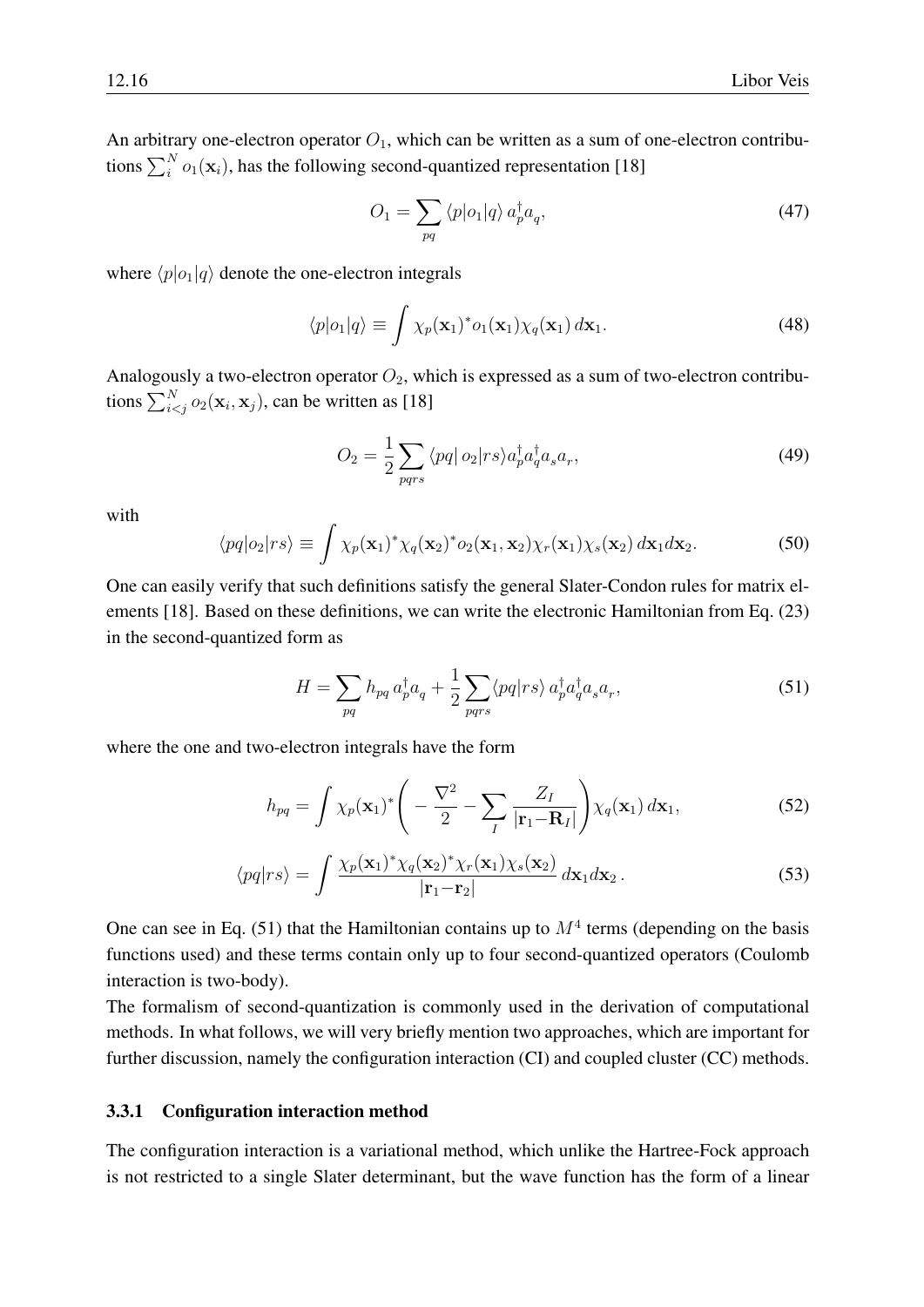An arbitrary one-electron operator $O_1$, which can be written as a sum of one-electron contributions $\sum_i^N o_1(\mathbf{x}_i)$, has the following second-quantized representation [18]

$$O_1 = \sum_{pq} \langle p|o_1|q\rangle \, a_p^\dagger a_q, \tag{47}$$

where $\langle p|o_1|q\rangle$ denote the one-electron integrals

$$\langle p|o_1|q\rangle \equiv \int \chi_p(\mathbf{x}_1)^* o_1(\mathbf{x}_1) \chi_q(\mathbf{x}_1) \, d\mathbf{x}_1. \tag{48}$$

Analogously a two-electron operator $O_2$, which is expressed as a sum of two-electron contributions $\sum_{i<j}^N o_2(\mathbf{x}_i, \mathbf{x}_j)$, can be written as [18]

$$O_2 = \frac{1}{2} \sum_{pqrs} \langle pq|\, o_2|rs\rangle a_p^\dagger a_q^\dagger a_s a_r, \tag{49}$$

with

$$\langle pq|o_2|rs\rangle \equiv \int \chi_p(\mathbf{x}_1)^* \chi_q(\mathbf{x}_2)^* o_2(\mathbf{x}_1, \mathbf{x}_2) \chi_r(\mathbf{x}_1) \chi_s(\mathbf{x}_2) \, d\mathbf{x}_1 d\mathbf{x}_2. \tag{50}$$

One can easily verify that such definitions satisfy the general Slater-Condon rules for matrix elements [18]. Based on these definitions, we can write the electronic Hamiltonian from Eq. (23) in the second-quantized form as

$$H = \sum_{pq} h_{pq} \, a_p^\dagger a_q + \frac{1}{2} \sum_{pqrs} \langle pq|rs\rangle \, a_p^\dagger a_q^\dagger a_s a_r, \tag{51}$$

where the one and two-electron integrals have the form

$$h_{pq} = \int \chi_p(\mathbf{x}_1)^* \Bigg( -\frac{\nabla^2}{2} - \sum_I \frac{Z_I}{|\mathbf{r}_1 - \mathbf{R}_I|} \Bigg) \chi_q(\mathbf{x}_1) \, d\mathbf{x}_1, \tag{52}$$

$$\langle pq|rs\rangle = \int \frac{\chi_p(\mathbf{x}_1)^* \chi_q(\mathbf{x}_2)^* \chi_r(\mathbf{x}_1) \chi_s(\mathbf{x}_2)}{|\mathbf{r}_1 - \mathbf{r}_2|} \, d\mathbf{x}_1 d\mathbf{x}_2 \,. \tag{53}$$

One can see in Eq. (51) that the Hamiltonian contains up to $M^4$ terms (depending on the basis functions used) and these terms contain only up to four second-quantized operators (Coulomb interaction is two-body).

The formalism of second-quantization is commonly used in the derivation of computational methods. In what follows, we will very briefly mention two approaches, which are important for further discussion, namely the configuration interaction (CI) and coupled cluster (CC) methods.

### 3.3.1 Configuration interaction method

The configuration interaction is a variational method, which unlike the Hartree-Fock approach is not restricted to a single Slater determinant, but the wave function has the form of a linear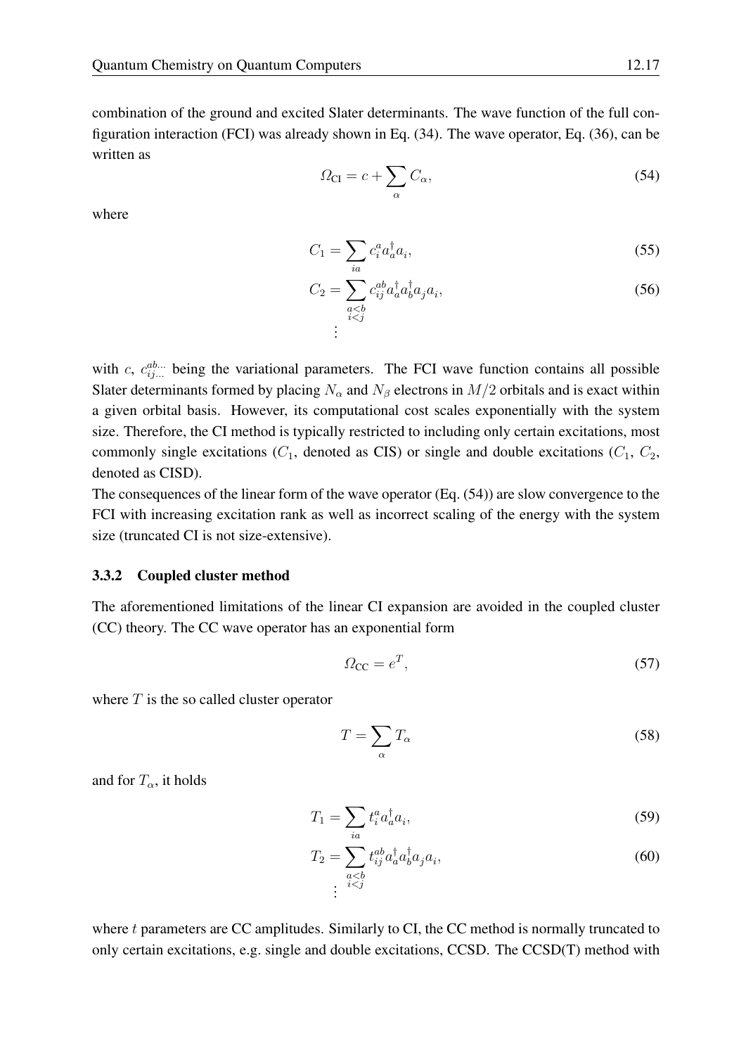combination of the ground and excited Slater determinants. The wave function of the full configuration interaction (FCI) was already shown in Eq. (34). The wave operator, Eq. (36), can be written as

$$\Omega_{\text{CI}} = c + \sum_{\alpha} C_{\alpha}, \tag{54}$$

where

$$C_1 = \sum_{ia} c_i^a a_a^\dagger a_i, \tag{55}$$

$$C_2 = \sum_{\substack{a<b \\ i<j}} c_{ij}^{ab} a_a^\dagger a_b^\dagger a_j a_i, \tag{56}$$

$$\vdots$$

with $c$, $c_{ij\ldots}^{ab\ldots}$ being the variational parameters. The FCI wave function contains all possible Slater determinants formed by placing $N_\alpha$ and $N_\beta$ electrons in $M/2$ orbitals and is exact within a given orbital basis. However, its computational cost scales exponentially with the system size. Therefore, the CI method is typically restricted to including only certain excitations, most commonly single excitations ($C_1$, denoted as CIS) or single and double excitations ($C_1$, $C_2$, denoted as CISD).

The consequences of the linear form of the wave operator (Eq. (54)) are slow convergence to the FCI with increasing excitation rank as well as incorrect scaling of the energy with the system size (truncated CI is not size-extensive).

### 3.3.2 Coupled cluster method

The aforementioned limitations of the linear CI expansion are avoided in the coupled cluster (CC) theory. The CC wave operator has an exponential form

$$\Omega_{\text{CC}} = e^{T}, \tag{57}$$

where $T$ is the so called cluster operator

$$T = \sum_{\alpha} T_{\alpha} \tag{58}$$

and for $T_\alpha$, it holds

$$T_1 = \sum_{ia} t_i^a a_a^\dagger a_i, \tag{59}$$

$$T_2 = \sum_{\substack{a<b \\ i<j}} t_{ij}^{ab} a_a^\dagger a_b^\dagger a_j a_i, \tag{60}$$

$$\vdots$$

where $t$ parameters are CC amplitudes. Similarly to CI, the CC method is normally truncated to only certain excitations, e.g. single and double excitations, CCSD. The CCSD(T) method with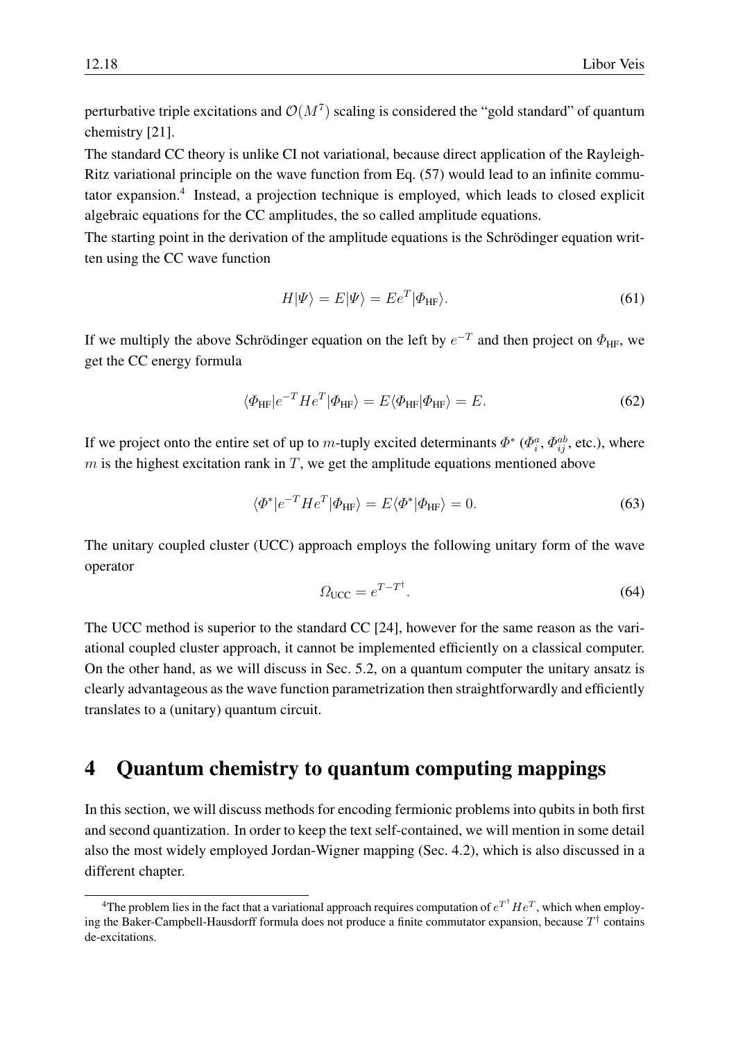perturbative triple excitations and $\mathcal{O}(M^7)$ scaling is considered the "gold standard" of quantum chemistry [21].

The standard CC theory is unlike CI not variational, because direct application of the Rayleigh-Ritz variational principle on the wave function from Eq. (57) would lead to an infinite commutator expansion.[4] Instead, a projection technique is employed, which leads to closed explicit algebraic equations for the CC amplitudes, the so called amplitude equations.

The starting point in the derivation of the amplitude equations is the Schrödinger equation written using the CC wave function

$$H|\Psi\rangle = E|\Psi\rangle = Ee^{T}|\Phi_{\text{HF}}\rangle. \tag{61}$$

If we multiply the above Schrödinger equation on the left by $e^{-T}$ and then project on $\Phi_{\text{HF}}$, we get the CC energy formula

$$\langle\Phi_{\text{HF}}|e^{-T}He^{T}|\Phi_{\text{HF}}\rangle = E\langle\Phi_{\text{HF}}|\Phi_{\text{HF}}\rangle = E. \tag{62}$$

If we project onto the entire set of up to $m$-tuply excited determinants $\Phi^*$ ($\Phi_i^a$, $\Phi_{ij}^{ab}$, etc.), where $m$ is the highest excitation rank in $T$, we get the amplitude equations mentioned above

$$\langle\Phi^*|e^{-T}He^{T}|\Phi_{\text{HF}}\rangle = E\langle\Phi^*|\Phi_{\text{HF}}\rangle = 0. \tag{63}$$

The unitary coupled cluster (UCC) approach employs the following unitary form of the wave operator

$$\Omega_{\text{UCC}} = e^{T-T^{\dagger}}. \tag{64}$$

The UCC method is superior to the standard CC [24], however for the same reason as the variational coupled cluster approach, it cannot be implemented efficiently on a classical computer. On the other hand, as we will discuss in Sec. 5.2, on a quantum computer the unitary ansatz is clearly advantageous as the wave function parametrization then straightforwardly and efficiently translates to a (unitary) quantum circuit.

# 4 Quantum chemistry to quantum computing mappings

In this section, we will discuss methods for encoding fermionic problems into qubits in both first and second quantization. In order to keep the text self-contained, we will mention in some detail also the most widely employed Jordan-Wigner mapping (Sec. 4.2), which is also discussed in a different chapter.

[4] The problem lies in the fact that a variational approach requires computation of $e^{T^{\dagger}}He^{T}$, which when employing the Baker-Campbell-Hausdorff formula does not produce a finite commutator expansion, because $T^{\dagger}$ contains de-excitations.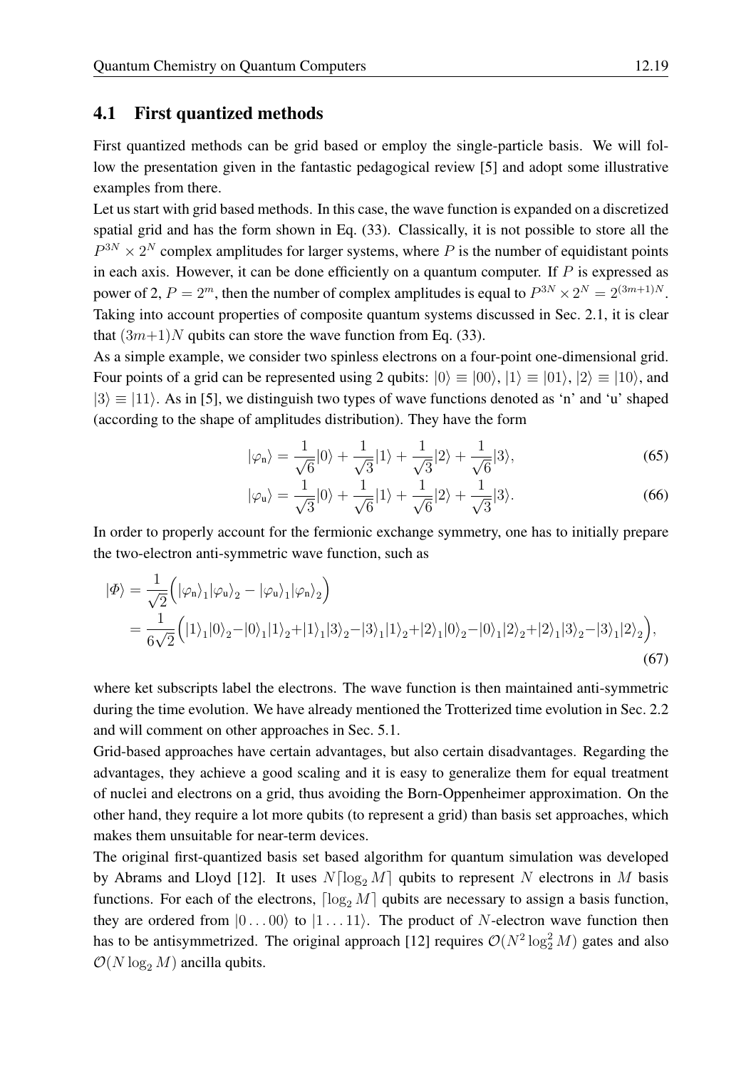## 4.1 First quantized methods

First quantized methods can be grid based or employ the single-particle basis. We will follow the presentation given in the fantastic pedagogical review [5] and adopt some illustrative examples from there.

Let us start with grid based methods. In this case, the wave function is expanded on a discretized spatial grid and has the form shown in Eq. (33). Classically, it is not possible to store all the $P^{3N} \times 2^N$ complex amplitudes for larger systems, where $P$ is the number of equidistant points in each axis. However, it can be done efficiently on a quantum computer. If $P$ is expressed as power of 2, $P = 2^m$, then the number of complex amplitudes is equal to $P^{3N} \times 2^N = 2^{(3m+1)N}$. Taking into account properties of composite quantum systems discussed in Sec. 2.1, it is clear that $(3m+1)N$ qubits can store the wave function from Eq. (33).

As a simple example, we consider two spinless electrons on a four-point one-dimensional grid. Four points of a grid can be represented using 2 qubits: $|0\rangle \equiv |00\rangle$, $|1\rangle \equiv |01\rangle$, $|2\rangle \equiv |10\rangle$, and $|3\rangle \equiv |11\rangle$. As in [5], we distinguish two types of wave functions denoted as 'n' and 'u' shaped (according to the shape of amplitudes distribution). They have the form

$$|\varphi_{\mathrm{n}}\rangle = \frac{1}{\sqrt{6}}|0\rangle + \frac{1}{\sqrt{3}}|1\rangle + \frac{1}{\sqrt{3}}|2\rangle + \frac{1}{\sqrt{6}}|3\rangle, \tag{65}$$

$$|\varphi_{\mathrm{u}}\rangle = \frac{1}{\sqrt{3}}|0\rangle + \frac{1}{\sqrt{6}}|1\rangle + \frac{1}{\sqrt{6}}|2\rangle + \frac{1}{\sqrt{3}}|3\rangle. \tag{66}$$

In order to properly account for the fermionic exchange symmetry, one has to initially prepare the two-electron anti-symmetric wave function, such as

$$\begin{aligned} |\Phi\rangle &= \frac{1}{\sqrt{2}}\Big(|\varphi_{\mathrm{n}}\rangle_1|\varphi_{\mathrm{u}}\rangle_2 - |\varphi_{\mathrm{u}}\rangle_1|\varphi_{\mathrm{n}}\rangle_2\Big) \\ &= \frac{1}{6\sqrt{2}}\Big(|1\rangle_1|0\rangle_2 - |0\rangle_1|1\rangle_2 + |1\rangle_1|3\rangle_2 - |3\rangle_1|1\rangle_2 + |2\rangle_1|0\rangle_2 - |0\rangle_1|2\rangle_2 + |2\rangle_1|3\rangle_2 - |3\rangle_1|2\rangle_2\Big), \end{aligned} \tag{67}$$

where ket subscripts label the electrons. The wave function is then maintained anti-symmetric during the time evolution. We have already mentioned the Trotterized time evolution in Sec. 2.2 and will comment on other approaches in Sec. 5.1.

Grid-based approaches have certain advantages, but also certain disadvantages. Regarding the advantages, they achieve a good scaling and it is easy to generalize them for equal treatment of nuclei and electrons on a grid, thus avoiding the Born-Oppenheimer approximation. On the other hand, they require a lot more qubits (to represent a grid) than basis set approaches, which makes them unsuitable for near-term devices.

The original first-quantized basis set based algorithm for quantum simulation was developed by Abrams and Lloyd [12]. It uses $N\lceil \log_2 M \rceil$ qubits to represent $N$ electrons in $M$ basis functions. For each of the electrons, $\lceil \log_2 M \rceil$ qubits are necessary to assign a basis function, they are ordered from $|0\dots00\rangle$ to $|1\dots11\rangle$. The product of $N$-electron wave function then has to be antisymmetrized. The original approach [12] requires $\mathcal{O}(N^2 \log_2^2 M)$ gates and also $\mathcal{O}(N \log_2 M)$ ancilla qubits.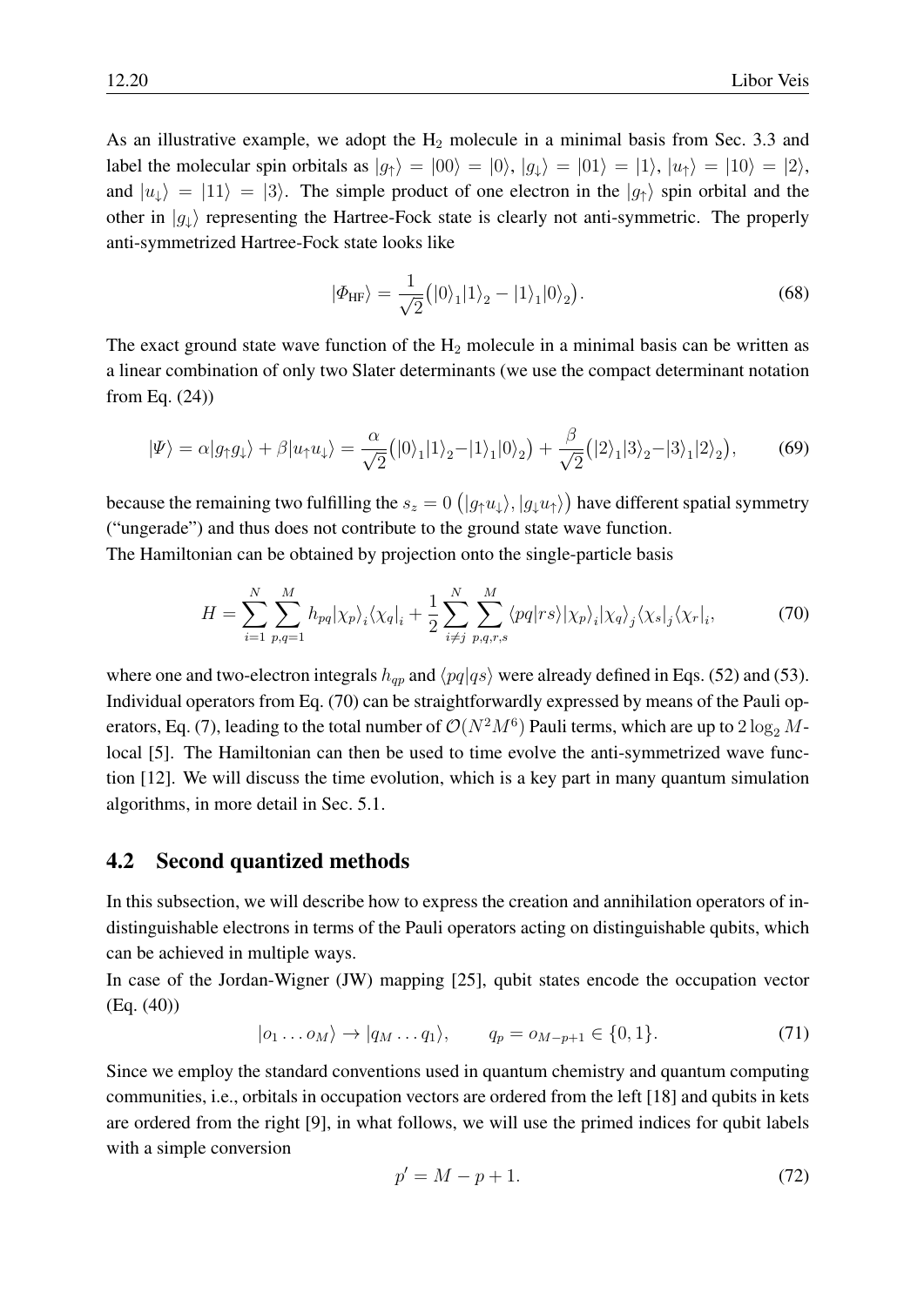As an illustrative example, we adopt the $H_2$ molecule in a minimal basis from Sec. 3.3 and label the molecular spin orbitals as $|g_\uparrow\rangle = |00\rangle = |0\rangle$, $|g_\downarrow\rangle = |01\rangle = |1\rangle$, $|u_\uparrow\rangle = |10\rangle = |2\rangle$, and $|u_\downarrow\rangle = |11\rangle = |3\rangle$. The simple product of one electron in the $|g_\uparrow\rangle$ spin orbital and the other in $|g_\downarrow\rangle$ representing the Hartree-Fock state is clearly not anti-symmetric. The properly anti-symmetrized Hartree-Fock state looks like

$$|\Phi_{\text{HF}}\rangle = \frac{1}{\sqrt{2}}\big(|0\rangle_1|1\rangle_2 - |1\rangle_1|0\rangle_2\big). \tag{68}$$

The exact ground state wave function of the $H_2$ molecule in a minimal basis can be written as a linear combination of only two Slater determinants (we use the compact determinant notation from Eq. (24))

$$|\Psi\rangle = \alpha|g_\uparrow g_\downarrow\rangle + \beta|u_\uparrow u_\downarrow\rangle = \frac{\alpha}{\sqrt{2}}\big(|0\rangle_1|1\rangle_2 - |1\rangle_1|0\rangle_2\big) + \frac{\beta}{\sqrt{2}}\big(|2\rangle_1|3\rangle_2 - |3\rangle_1|2\rangle_2\big), \tag{69}$$

because the remaining two fulfilling the $s_z = 0$ $\big(|g_\uparrow u_\downarrow\rangle, |g_\downarrow u_\uparrow\rangle\big)$ have different spatial symmetry ("ungerade") and thus does not contribute to the ground state wave function.
The Hamiltonian can be obtained by projection onto the single-particle basis

$$H = \sum_{i=1}^{N}\sum_{p,q=1}^{M} h_{pq}|\chi_p\rangle_i\langle\chi_q|_i + \frac{1}{2}\sum_{i\neq j}^{N}\sum_{p,q,r,s}^{M}\langle pq|rs\rangle|\chi_p\rangle_i|\chi_q\rangle_j\langle\chi_s|_j\langle\chi_r|_i, \tag{70}$$

where one and two-electron integrals $h_{qp}$ and $\langle pq|qs\rangle$ were already defined in Eqs. (52) and (53). Individual operators from Eq. (70) can be straightforwardly expressed by means of the Pauli operators, Eq. (7), leading to the total number of $\mathcal{O}(N^2M^6)$ Pauli terms, which are up to $2\log_2 M$-local [5]. The Hamiltonian can then be used to time evolve the anti-symmetrized wave function [12]. We will discuss the time evolution, which is a key part in many quantum simulation algorithms, in more detail in Sec. 5.1.

## 4.2 Second quantized methods

In this subsection, we will describe how to express the creation and annihilation operators of indistinguishable electrons in terms of the Pauli operators acting on distinguishable qubits, which can be achieved in multiple ways.
In case of the Jordan-Wigner (JW) mapping [25], qubit states encode the occupation vector (Eq. (40))

$$|o_1 \dots o_M\rangle \to |q_M \dots q_1\rangle, \qquad q_p = o_{M-p+1} \in \{0,1\}. \tag{71}$$

Since we employ the standard conventions used in quantum chemistry and quantum computing communities, i.e., orbitals in occupation vectors are ordered from the left [18] and qubits in kets are ordered from the right [9], in what follows, we will use the primed indices for qubit labels with a simple conversion

$$p' = M - p + 1. \tag{72}$$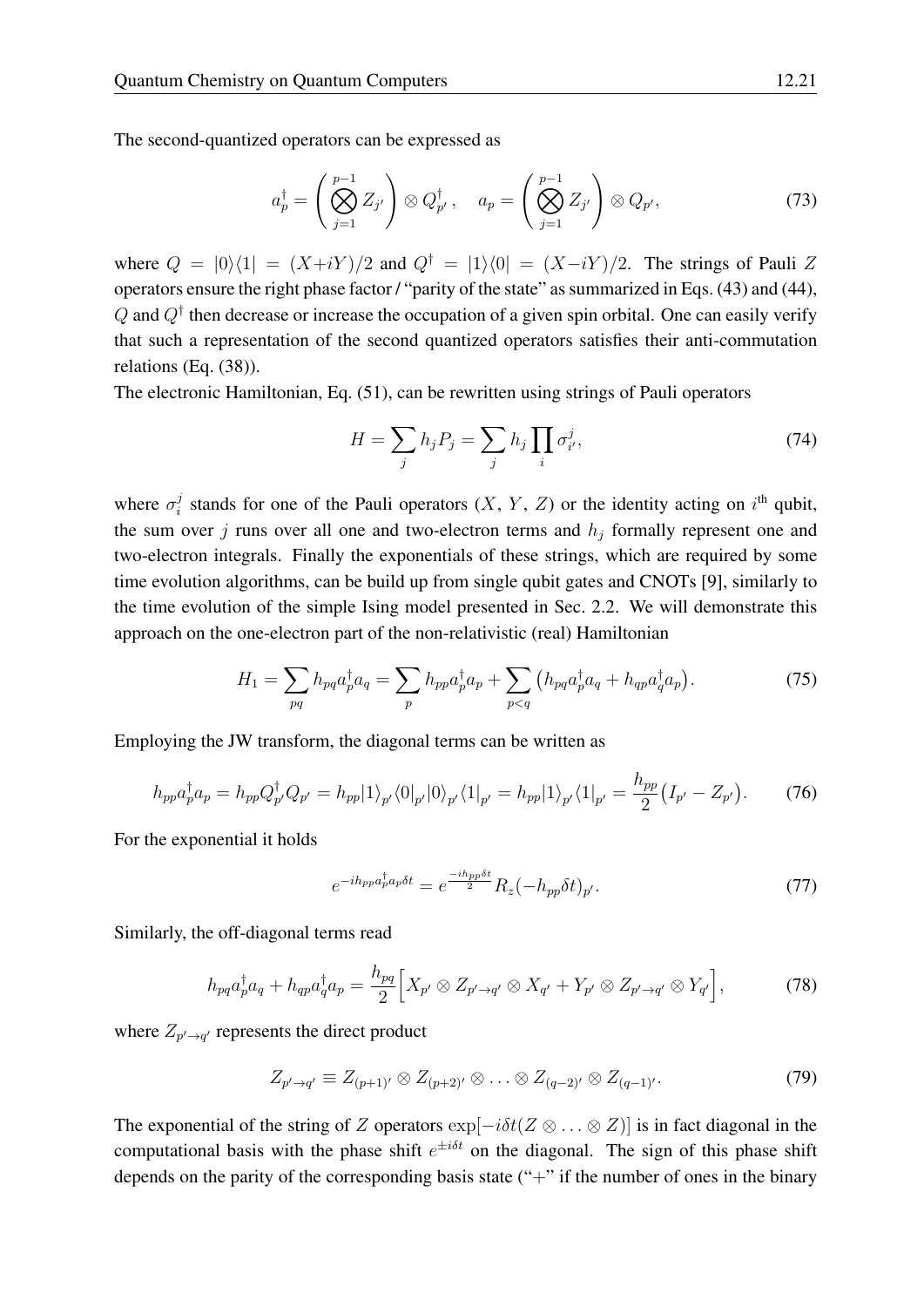The second-quantized operators can be expressed as

$$a_p^\dagger = \left( \bigotimes_{j=1}^{p-1} Z_{j'} \right) \otimes Q_{p'}^\dagger, \quad a_p = \left( \bigotimes_{j=1}^{p-1} Z_{j'} \right) \otimes Q_{p'}, \tag{73}$$

where $Q = |0\rangle\langle 1| = (X+iY)/2$ and $Q^\dagger = |1\rangle\langle 0| = (X-iY)/2$. The strings of Pauli $Z$ operators ensure the right phase factor / "parity of the state" as summarized in Eqs. (43) and (44), $Q$ and $Q^\dagger$ then decrease or increase the occupation of a given spin orbital. One can easily verify that such a representation of the second quantized operators satisfies their anti-commutation relations (Eq. (38)).

The electronic Hamiltonian, Eq. (51), can be rewritten using strings of Pauli operators

$$H = \sum_j h_j P_j = \sum_j h_j \prod_i \sigma_{i'}^j, \tag{74}$$

where $\sigma_i^j$ stands for one of the Pauli operators ($X$, $Y$, $Z$) or the identity acting on $i^{\text{th}}$ qubit, the sum over $j$ runs over all one and two-electron terms and $h_j$ formally represent one and two-electron integrals. Finally the exponentials of these strings, which are required by some time evolution algorithms, can be build up from single qubit gates and CNOTs [9], similarly to the time evolution of the simple Ising model presented in Sec. 2.2. We will demonstrate this approach on the one-electron part of the non-relativistic (real) Hamiltonian

$$H_1 = \sum_{pq} h_{pq} a_p^\dagger a_q = \sum_p h_{pp} a_p^\dagger a_p + \sum_{p<q} \big( h_{pq} a_p^\dagger a_q + h_{qp} a_q^\dagger a_p \big). \tag{75}$$

Employing the JW transform, the diagonal terms can be written as

$$h_{pp} a_p^\dagger a_p = h_{pp} Q_{p'}^\dagger Q_{p'} = h_{pp} |1\rangle_{p'} \langle 0|_{p'} |0\rangle_{p'} \langle 1|_{p'} = h_{pp} |1\rangle_{p'} \langle 1|_{p'} = \frac{h_{pp}}{2} \big( I_{p'} - Z_{p'} \big). \tag{76}$$

For the exponential it holds

$$e^{-ih_{pp} a_p^\dagger a_p \delta t} = e^{\frac{-ih_{pp}\delta t}{2}} R_z(-h_{pp}\delta t)_{p'}. \tag{77}$$

Similarly, the off-diagonal terms read

$$h_{pq} a_p^\dagger a_q + h_{qp} a_q^\dagger a_p = \frac{h_{pq}}{2} \Big[ X_{p'} \otimes Z_{p' \to q'} \otimes X_{q'} + Y_{p'} \otimes Z_{p' \to q'} \otimes Y_{q'} \Big], \tag{78}$$

where $Z_{p' \to q'}$ represents the direct product

$$Z_{p' \to q'} \equiv Z_{(p+1)'} \otimes Z_{(p+2)'} \otimes \ldots \otimes Z_{(q-2)'} \otimes Z_{(q-1)'}. \tag{79}$$

The exponential of the string of $Z$ operators $\exp[-i\delta t (Z \otimes \ldots \otimes Z)]$ is in fact diagonal in the computational basis with the phase shift $e^{\pm i\delta t}$ on the diagonal. The sign of this phase shift depends on the parity of the corresponding basis state ("+" if the number of ones in the binary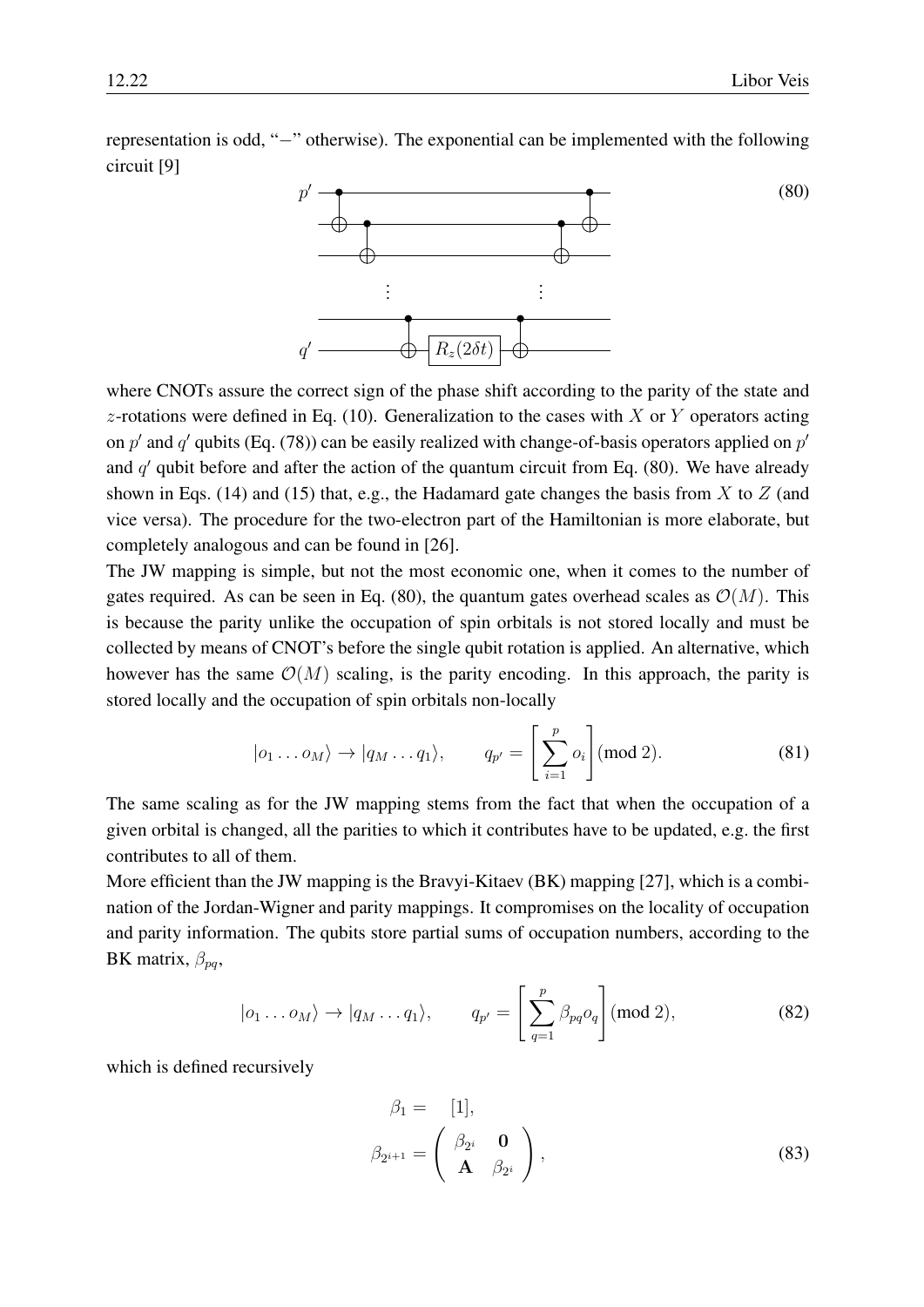representation is odd, "−" otherwise). The exponential can be implemented with the following circuit [9]

$$
\text{(80)}
$$

where CNOTs assure the correct sign of the phase shift according to the parity of the state and $z$-rotations were defined in Eq. (10). Generalization to the cases with $X$ or $Y$ operators acting on $p'$ and $q'$ qubits (Eq. (78)) can be easily realized with change-of-basis operators applied on $p'$ and $q'$ qubit before and after the action of the quantum circuit from Eq. (80). We have already shown in Eqs. (14) and (15) that, e.g., the Hadamard gate changes the basis from $X$ to $Z$ (and vice versa). The procedure for the two-electron part of the Hamiltonian is more elaborate, but completely analogous and can be found in [26].

The JW mapping is simple, but not the most economic one, when it comes to the number of gates required. As can be seen in Eq. (80), the quantum gates overhead scales as $\mathcal{O}(M)$. This is because the parity unlike the occupation of spin orbitals is not stored locally and must be collected by means of CNOT's before the single qubit rotation is applied. An alternative, which however has the same $\mathcal{O}(M)$ scaling, is the parity encoding. In this approach, the parity is stored locally and the occupation of spin orbitals non-locally

$$
|o_1 \dots o_M\rangle \rightarrow |q_M \dots q_1\rangle, \qquad q_{p'} = \left[\sum_{i=1}^{p} o_i\right] (\text{mod } 2). \tag{81}
$$

The same scaling as for the JW mapping stems from the fact that when the occupation of a given orbital is changed, all the parities to which it contributes have to be updated, e.g. the first contributes to all of them.

More efficient than the JW mapping is the Bravyi-Kitaev (BK) mapping [27], which is a combination of the Jordan-Wigner and parity mappings. It compromises on the locality of occupation and parity information. The qubits store partial sums of occupation numbers, according to the BK matrix, $\beta_{pq}$,

$$
|o_1 \dots o_M\rangle \rightarrow |q_M \dots q_1\rangle, \qquad q_{p'} = \left[\sum_{q=1}^{p} \beta_{pq} o_q\right] (\text{mod } 2), \tag{82}
$$

which is defined recursively

$$
\begin{aligned}
\beta_1 &= \quad [1], \\
\beta_{2^{i+1}} &= \begin{pmatrix} \beta_{2^i} & \mathbf{0} \\ \mathbf{A} & \beta_{2^i} \end{pmatrix},
\end{aligned} \tag{83}
$$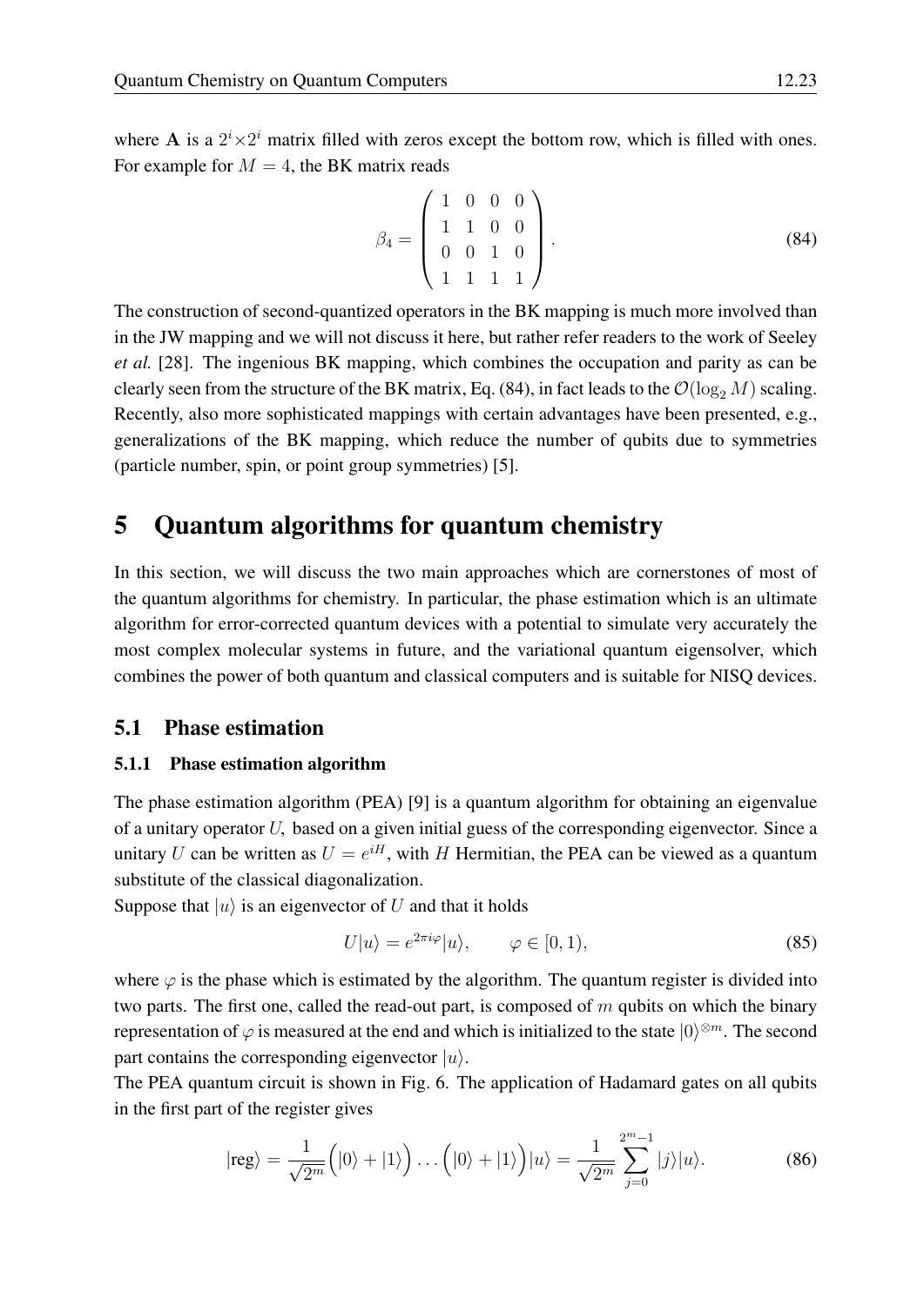where $\mathbf{A}$ is a $2^i \times 2^i$ matrix filled with zeros except the bottom row, which is filled with ones. For example for $M = 4$, the BK matrix reads

$$\beta_4 = \begin{pmatrix} 1 & 0 & 0 & 0 \\ 1 & 1 & 0 & 0 \\ 0 & 0 & 1 & 0 \\ 1 & 1 & 1 & 1 \end{pmatrix}. \tag{84}$$

The construction of second-quantized operators in the BK mapping is much more involved than in the JW mapping and we will not discuss it here, but rather refer readers to the work of Seeley *et al.* [28]. The ingenious BK mapping, which combines the occupation and parity as can be clearly seen from the structure of the BK matrix, Eq. (84), in fact leads to the $\mathcal{O}(\log_2 M)$ scaling. Recently, also more sophisticated mappings with certain advantages have been presented, e.g., generalizations of the BK mapping, which reduce the number of qubits due to symmetries (particle number, spin, or point group symmetries) [5].

# 5 Quantum algorithms for quantum chemistry

In this section, we will discuss the two main approaches which are cornerstones of most of the quantum algorithms for chemistry. In particular, the phase estimation which is an ultimate algorithm for error-corrected quantum devices with a potential to simulate very accurately the most complex molecular systems in future, and the variational quantum eigensolver, which combines the power of both quantum and classical computers and is suitable for NISQ devices.

## 5.1 Phase estimation

### 5.1.1 Phase estimation algorithm

The phase estimation algorithm (PEA) [9] is a quantum algorithm for obtaining an eigenvalue of a unitary operator $U$, based on a given initial guess of the corresponding eigenvector. Since a unitary $U$ can be written as $U = e^{iH}$, with $H$ Hermitian, the PEA can be viewed as a quantum substitute of the classical diagonalization.

Suppose that $|u\rangle$ is an eigenvector of $U$ and that it holds

$$U|u\rangle = e^{2\pi i \varphi}|u\rangle, \qquad \varphi \in [0, 1), \tag{85}$$

where $\varphi$ is the phase which is estimated by the algorithm. The quantum register is divided into two parts. The first one, called the read-out part, is composed of $m$ qubits on which the binary representation of $\varphi$ is measured at the end and which is initialized to the state $|0\rangle^{\otimes m}$. The second part contains the corresponding eigenvector $|u\rangle$.

The PEA quantum circuit is shown in Fig. 6. The application of Hadamard gates on all qubits in the first part of the register gives

$$|\text{reg}\rangle = \frac{1}{\sqrt{2^m}}\Big(|0\rangle + |1\rangle\Big)\dots\Big(|0\rangle + |1\rangle\Big)|u\rangle = \frac{1}{\sqrt{2^m}}\sum_{j=0}^{2^m-1}|j\rangle|u\rangle. \tag{86}$$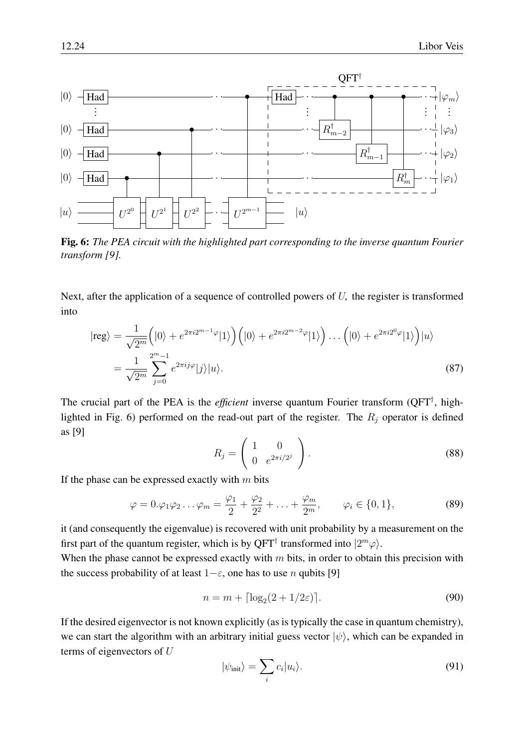**Fig. 6:** *The PEA circuit with the highlighted part corresponding to the inverse quantum Fourier transform [9].*

Next, after the application of a sequence of controlled powers of $U$, the register is transformed into

$$
\begin{aligned}
|\text{reg}\rangle &= \frac{1}{\sqrt{2^m}}\Big(|0\rangle + e^{2\pi i 2^{m-1}\varphi}|1\rangle\Big)\Big(|0\rangle + e^{2\pi i 2^{m-2}\varphi}|1\rangle\Big)\dots\Big(|0\rangle + e^{2\pi i 2^{0}\varphi}|1\rangle\Big)|u\rangle \\
&= \frac{1}{\sqrt{2^m}}\sum_{j=0}^{2^m-1} e^{2\pi i j\varphi}|j\rangle|u\rangle. \qquad (87)
\end{aligned}
$$

The crucial part of the PEA is the *efficient* inverse quantum Fourier transform (QFT$^\dagger$, highlighted in Fig. 6) performed on the read-out part of the register. The $R_j$ operator is defined as [9]

$$
R_j = \begin{pmatrix} 1 & 0 \\ 0 & e^{2\pi i/2^j} \end{pmatrix}. \qquad (88)
$$

If the phase can be expressed exactly with $m$ bits

$$
\varphi = 0.\varphi_1\varphi_2\dots\varphi_m = \frac{\varphi_1}{2} + \frac{\varphi_2}{2^2} + \dots + \frac{\varphi_m}{2^m}, \qquad \varphi_i \in \{0,1\}, \qquad (89)
$$

it (and consequently the eigenvalue) is recovered with unit probability by a measurement on the first part of the quantum register, which is by QFT$^\dagger$ transformed into $|2^m\varphi\rangle$.
When the phase cannot be expressed exactly with $m$ bits, in order to obtain this precision with the success probability of at least $1-\varepsilon$, one has to use $n$ qubits [9]

$$
n = m + \lceil \log_2(2 + 1/2\varepsilon) \rceil. \qquad (90)
$$

If the desired eigenvector is not known explicitly (as is typically the case in quantum chemistry), we can start the algorithm with an arbitrary initial guess vector $|\psi\rangle$, which can be expanded in terms of eigenvectors of $U$

$$
|\psi_{\text{init}}\rangle = \sum_i c_i |u_i\rangle. \qquad (91)
$$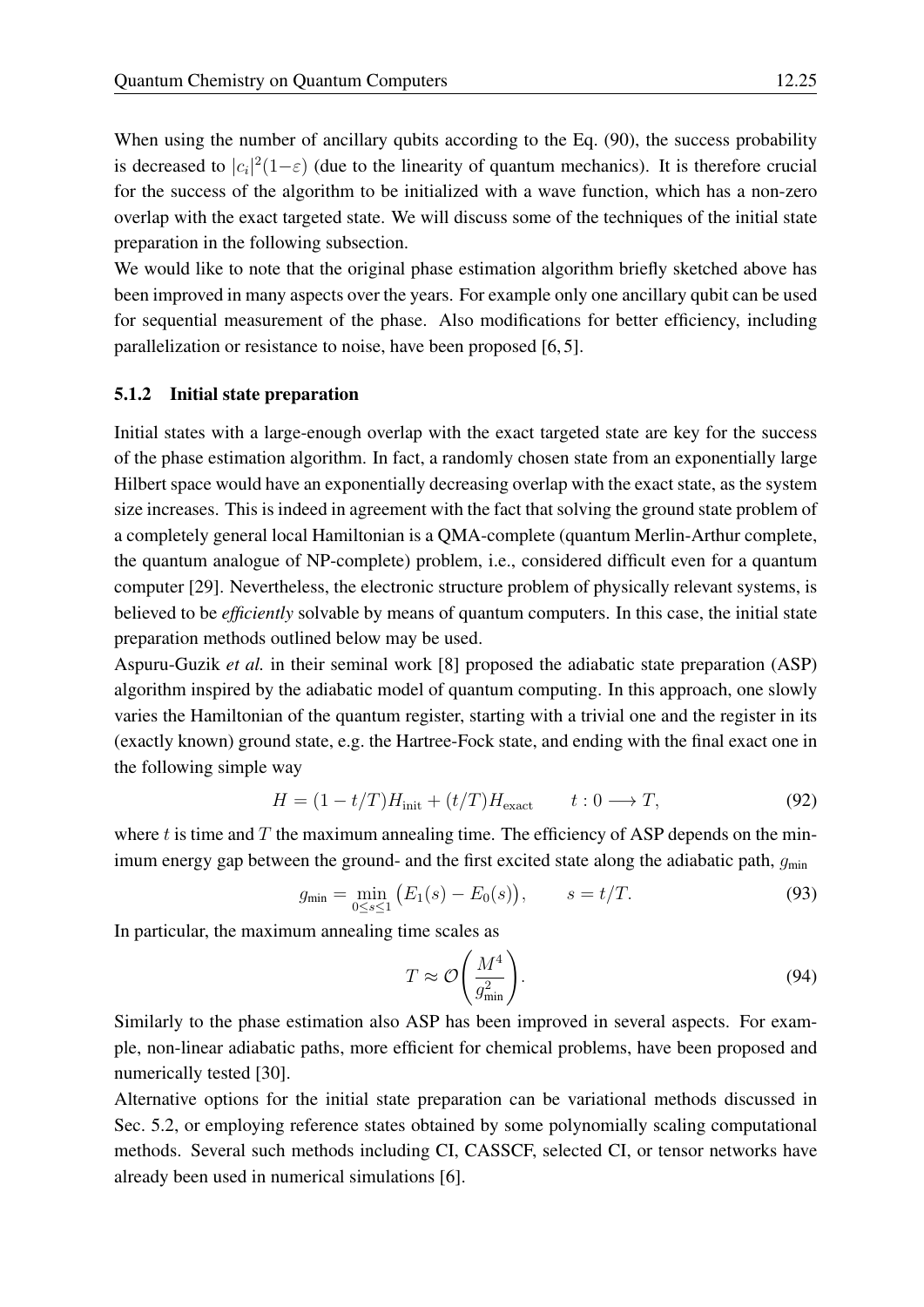When using the number of ancillary qubits according to the Eq. (90), the success probability is decreased to $|c_i|^2(1-\varepsilon)$ (due to the linearity of quantum mechanics). It is therefore crucial for the success of the algorithm to be initialized with a wave function, which has a non-zero overlap with the exact targeted state. We will discuss some of the techniques of the initial state preparation in the following subsection.

We would like to note that the original phase estimation algorithm briefly sketched above has been improved in many aspects over the years. For example only one ancillary qubit can be used for sequential measurement of the phase. Also modifications for better efficiency, including parallelization or resistance to noise, have been proposed [6, 5].

### 5.1.2 Initial state preparation

Initial states with a large-enough overlap with the exact targeted state are key for the success of the phase estimation algorithm. In fact, a randomly chosen state from an exponentially large Hilbert space would have an exponentially decreasing overlap with the exact state, as the system size increases. This is indeed in agreement with the fact that solving the ground state problem of a completely general local Hamiltonian is a QMA-complete (quantum Merlin-Arthur complete, the quantum analogue of NP-complete) problem, i.e., considered difficult even for a quantum computer [29]. Nevertheless, the electronic structure problem of physically relevant systems, is believed to be *efficiently* solvable by means of quantum computers. In this case, the initial state preparation methods outlined below may be used.

Aspuru-Guzik *et al.* in their seminal work [8] proposed the adiabatic state preparation (ASP) algorithm inspired by the adiabatic model of quantum computing. In this approach, one slowly varies the Hamiltonian of the quantum register, starting with a trivial one and the register in its (exactly known) ground state, e.g. the Hartree-Fock state, and ending with the final exact one in the following simple way

$$H = (1 - t/T)H_{\text{init}} + (t/T)H_{\text{exact}} \qquad t : 0 \longrightarrow T, \tag{92}$$

where $t$ is time and $T$ the maximum annealing time. The efficiency of ASP depends on the minimum energy gap between the ground- and the first excited state along the adiabatic path, $g_{\text{min}}$

$$g_{\text{min}} = \min_{0 \leq s \leq 1} \big(E_1(s) - E_0(s)\big), \qquad s = t/T. \tag{93}$$

In particular, the maximum annealing time scales as

$$T \approx \mathcal{O}\left(\frac{M^4}{g_{\text{min}}^2}\right). \tag{94}$$

Similarly to the phase estimation also ASP has been improved in several aspects. For example, non-linear adiabatic paths, more efficient for chemical problems, have been proposed and numerically tested [30].

Alternative options for the initial state preparation can be variational methods discussed in Sec. 5.2, or employing reference states obtained by some polynomially scaling computational methods. Several such methods including CI, CASSCF, selected CI, or tensor networks have already been used in numerical simulations [6].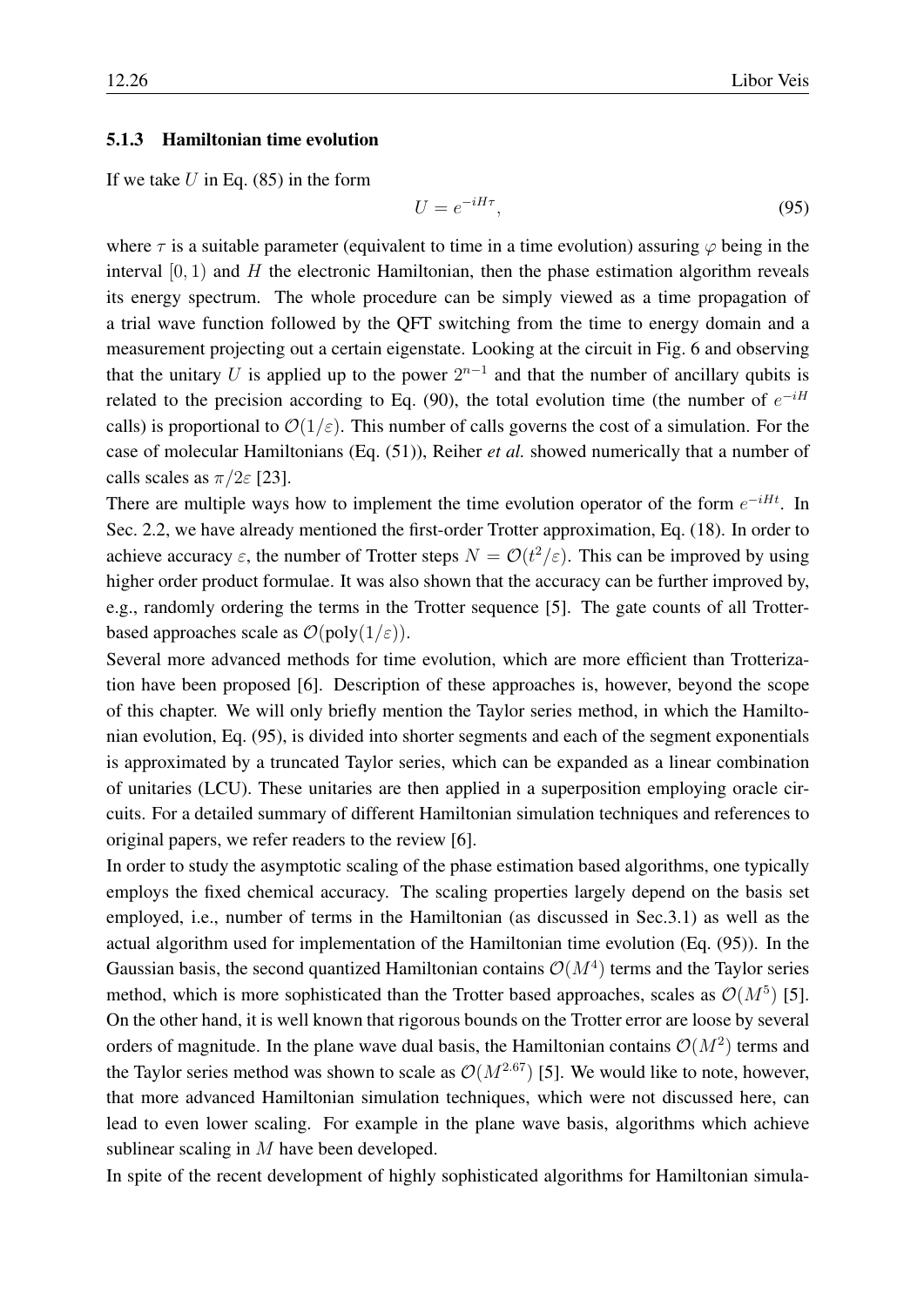### 5.1.3 Hamiltonian time evolution

If we take $U$ in Eq. (85) in the form

$$U = e^{-iH\tau}, \tag{95}$$

where $\tau$ is a suitable parameter (equivalent to time in a time evolution) assuring $\varphi$ being in the interval $[0, 1)$ and $H$ the electronic Hamiltonian, then the phase estimation algorithm reveals its energy spectrum. The whole procedure can be simply viewed as a time propagation of a trial wave function followed by the QFT switching from the time to energy domain and a measurement projecting out a certain eigenstate. Looking at the circuit in Fig. 6 and observing that the unitary $U$ is applied up to the power $2^{n-1}$ and that the number of ancillary qubits is related to the precision according to Eq. (90), the total evolution time (the number of $e^{-iH}$ calls) is proportional to $\mathcal{O}(1/\varepsilon)$. This number of calls governs the cost of a simulation. For the case of molecular Hamiltonians (Eq. (51)), Reiher *et al.* showed numerically that a number of calls scales as $\pi/2\varepsilon$ [23].

There are multiple ways how to implement the time evolution operator of the form $e^{-iHt}$. In Sec. 2.2, we have already mentioned the first-order Trotter approximation, Eq. (18). In order to achieve accuracy $\varepsilon$, the number of Trotter steps $N = \mathcal{O}(t^2/\varepsilon)$. This can be improved by using higher order product formulae. It was also shown that the accuracy can be further improved by, e.g., randomly ordering the terms in the Trotter sequence [5]. The gate counts of all Trotter-based approaches scale as $\mathcal{O}(\text{poly}(1/\varepsilon))$.

Several more advanced methods for time evolution, which are more efficient than Trotterization have been proposed [6]. Description of these approaches is, however, beyond the scope of this chapter. We will only briefly mention the Taylor series method, in which the Hamiltonian evolution, Eq. (95), is divided into shorter segments and each of the segment exponentials is approximated by a truncated Taylor series, which can be expanded as a linear combination of unitaries (LCU). These unitaries are then applied in a superposition employing oracle circuits. For a detailed summary of different Hamiltonian simulation techniques and references to original papers, we refer readers to the review [6].

In order to study the asymptotic scaling of the phase estimation based algorithms, one typically employs the fixed chemical accuracy. The scaling properties largely depend on the basis set employed, i.e., number of terms in the Hamiltonian (as discussed in Sec.3.1) as well as the actual algorithm used for implementation of the Hamiltonian time evolution (Eq. (95)). In the Gaussian basis, the second quantized Hamiltonian contains $\mathcal{O}(M^4)$ terms and the Taylor series method, which is more sophisticated than the Trotter based approaches, scales as $\mathcal{O}(M^5)$ [5]. On the other hand, it is well known that rigorous bounds on the Trotter error are loose by several orders of magnitude. In the plane wave dual basis, the Hamiltonian contains $\mathcal{O}(M^2)$ terms and the Taylor series method was shown to scale as $\mathcal{O}(M^{2.67})$ [5]. We would like to note, however, that more advanced Hamiltonian simulation techniques, which were not discussed here, can lead to even lower scaling. For example in the plane wave basis, algorithms which achieve sublinear scaling in $M$ have been developed.

In spite of the recent development of highly sophisticated algorithms for Hamiltonian simula-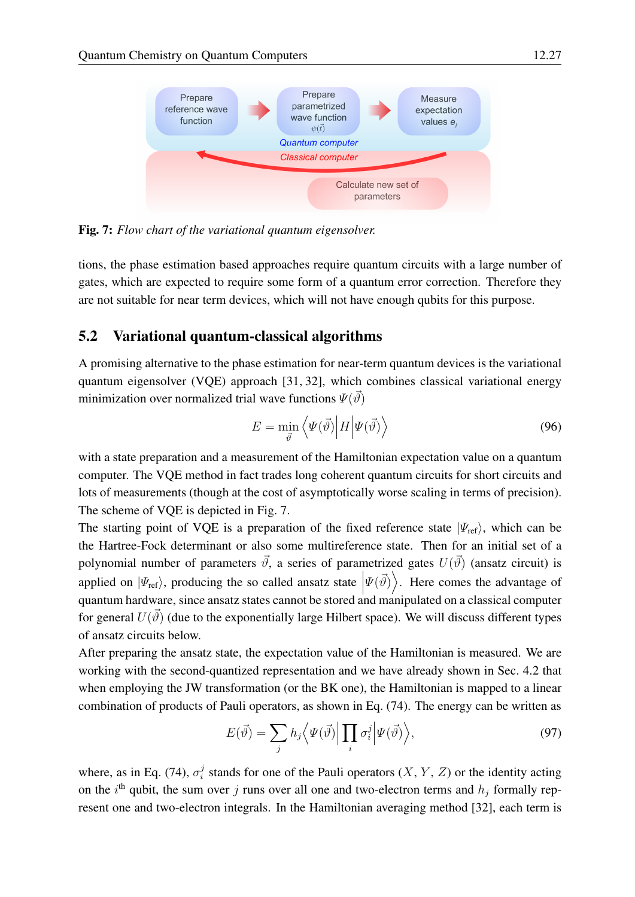Fig. 7: *Flow chart of the variational quantum eigensolver.*

tions, the phase estimation based approaches require quantum circuits with a large number of gates, which are expected to require some form of a quantum error correction. Therefore they are not suitable for near term devices, which will not have enough qubits for this purpose.

## 5.2 Variational quantum-classical algorithms

A promising alternative to the phase estimation for near-term quantum devices is the variational quantum eigensolver (VQE) approach [31, 32], which combines classical variational energy minimization over normalized trial wave functions $\Psi(\vec{\vartheta})$

$$E = \min_{\vec{\vartheta}} \left\langle \Psi(\vec{\vartheta}) \middle| H \middle| \Psi(\vec{\vartheta}) \right\rangle \tag{96}$$

with a state preparation and a measurement of the Hamiltonian expectation value on a quantum computer. The VQE method in fact trades long coherent quantum circuits for short circuits and lots of measurements (though at the cost of asymptotically worse scaling in terms of precision). The scheme of VQE is depicted in Fig. 7.

The starting point of VQE is a preparation of the fixed reference state $|\Psi_{\text{ref}}\rangle$, which can be the Hartree-Fock determinant or also some multireference state. Then for an initial set of a polynomial number of parameters $\vec{\vartheta}$, a series of parametrized gates $U(\vec{\vartheta})$ (ansatz circuit) is applied on $|\Psi_{\text{ref}}\rangle$, producing the so called ansatz state $\left|\Psi(\vec{\vartheta})\right\rangle$. Here comes the advantage of quantum hardware, since ansatz states cannot be stored and manipulated on a classical computer for general $U(\vec{\vartheta})$ (due to the exponentially large Hilbert space). We will discuss different types of ansatz circuits below.

After preparing the ansatz state, the expectation value of the Hamiltonian is measured. We are working with the second-quantized representation and we have already shown in Sec. 4.2 that when employing the JW transformation (or the BK one), the Hamiltonian is mapped to a linear combination of products of Pauli operators, as shown in Eq. (74). The energy can be written as

$$E(\vec{\vartheta}) = \sum_j h_j \left\langle \Psi(\vec{\vartheta}) \middle| \prod_i \sigma_i^j \middle| \Psi(\vec{\vartheta}) \right\rangle, \tag{97}$$

where, as in Eq. (74), $\sigma_i^j$ stands for one of the Pauli operators ($X$, $Y$, $Z$) or the identity acting on the $i^{\text{th}}$ qubit, the sum over $j$ runs over all one and two-electron terms and $h_j$ formally represent one and two-electron integrals. In the Hamiltonian averaging method [32], each term is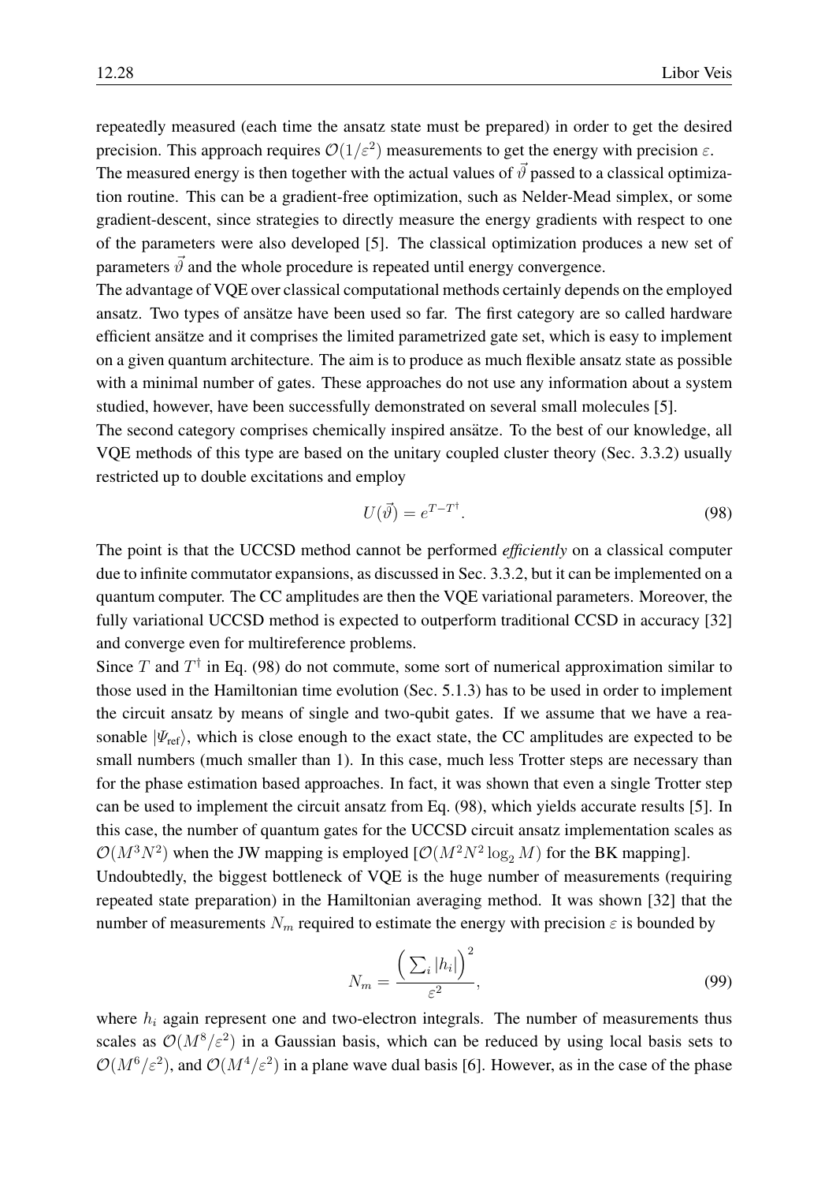repeatedly measured (each time the ansatz state must be prepared) in order to get the desired precision. This approach requires $\mathcal{O}(1/\varepsilon^2)$ measurements to get the energy with precision $\varepsilon$.

The measured energy is then together with the actual values of $\vec{\vartheta}$ passed to a classical optimization routine. This can be a gradient-free optimization, such as Nelder-Mead simplex, or some gradient-descent, since strategies to directly measure the energy gradients with respect to one of the parameters were also developed [5]. The classical optimization produces a new set of parameters $\vec{\vartheta}$ and the whole procedure is repeated until energy convergence.

The advantage of VQE over classical computational methods certainly depends on the employed ansatz. Two types of ansätze have been used so far. The first category are so called hardware efficient ansätze and it comprises the limited parametrized gate set, which is easy to implement on a given quantum architecture. The aim is to produce as much flexible ansatz state as possible with a minimal number of gates. These approaches do not use any information about a system studied, however, have been successfully demonstrated on several small molecules [5].

The second category comprises chemically inspired ansätze. To the best of our knowledge, all VQE methods of this type are based on the unitary coupled cluster theory (Sec. 3.3.2) usually restricted up to double excitations and employ

$$U(\vec{\vartheta}) = e^{T-T^{\dagger}}. \tag{98}$$

The point is that the UCCSD method cannot be performed *efficiently* on a classical computer due to infinite commutator expansions, as discussed in Sec. 3.3.2, but it can be implemented on a quantum computer. The CC amplitudes are then the VQE variational parameters. Moreover, the fully variational UCCSD method is expected to outperform traditional CCSD in accuracy [32] and converge even for multireference problems.

Since $T$ and $T^{\dagger}$ in Eq. (98) do not commute, some sort of numerical approximation similar to those used in the Hamiltonian time evolution (Sec. 5.1.3) has to be used in order to implement the circuit ansatz by means of single and two-qubit gates. If we assume that we have a reasonable $|\Psi_{\text{ref}}\rangle$, which is close enough to the exact state, the CC amplitudes are expected to be small numbers (much smaller than 1). In this case, much less Trotter steps are necessary than for the phase estimation based approaches. In fact, it was shown that even a single Trotter step can be used to implement the circuit ansatz from Eq. (98), which yields accurate results [5]. In this case, the number of quantum gates for the UCCSD circuit ansatz implementation scales as $\mathcal{O}(M^3N^2)$ when the JW mapping is employed [$\mathcal{O}(M^2N^2\log_2 M)$ for the BK mapping].

Undoubtedly, the biggest bottleneck of VQE is the huge number of measurements (requiring repeated state preparation) in the Hamiltonian averaging method. It was shown [32] that the number of measurements $N_m$ required to estimate the energy with precision $\varepsilon$ is bounded by

$$N_m = \frac{\Big(\sum_i |h_i|\Big)^2}{\varepsilon^2}, \tag{99}$$

where $h_i$ again represent one and two-electron integrals. The number of measurements thus scales as $\mathcal{O}(M^8/\varepsilon^2)$ in a Gaussian basis, which can be reduced by using local basis sets to $\mathcal{O}(M^6/\varepsilon^2)$, and $\mathcal{O}(M^4/\varepsilon^2)$ in a plane wave dual basis [6]. However, as in the case of the phase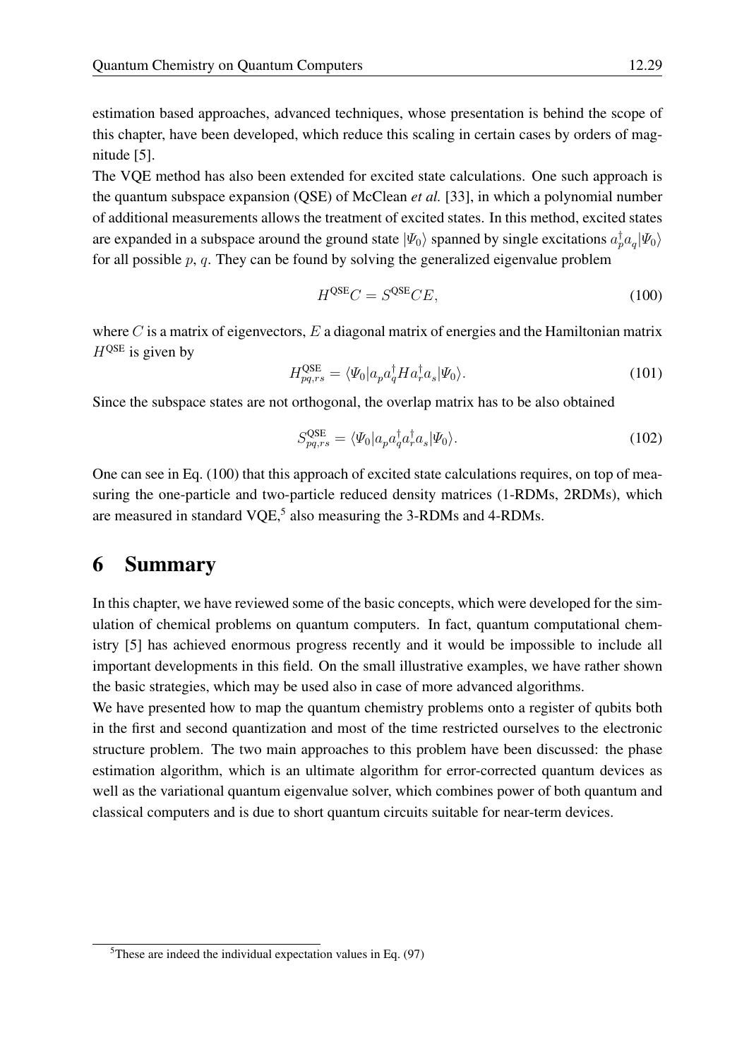estimation based approaches, advanced techniques, whose presentation is behind the scope of this chapter, have been developed, which reduce this scaling in certain cases by orders of magnitude [5].

The VQE method has also been extended for excited state calculations. One such approach is the quantum subspace expansion (QSE) of McClean *et al.* [33], in which a polynomial number of additional measurements allows the treatment of excited states. In this method, excited states are expanded in a subspace around the ground state $|\Psi_0\rangle$ spanned by single excitations $a_p^\dagger a_q|\Psi_0\rangle$ for all possible $p$, $q$. They can be found by solving the generalized eigenvalue problem

$$H^{\text{QSE}}C = S^{\text{QSE}}CE, \tag{100}$$

where $C$ is a matrix of eigenvectors, $E$ a diagonal matrix of energies and the Hamiltonian matrix $H^{\text{QSE}}$ is given by

$$H^{\text{QSE}}_{pq,rs} = \langle\Psi_0|a_p a_q^\dagger H a_r^\dagger a_s|\Psi_0\rangle. \tag{101}$$

Since the subspace states are not orthogonal, the overlap matrix has to be also obtained

$$S^{\text{QSE}}_{pq,rs} = \langle\Psi_0|a_p a_q^\dagger a_r^\dagger a_s|\Psi_0\rangle. \tag{102}$$

One can see in Eq. (100) that this approach of excited state calculations requires, on top of measuring the one-particle and two-particle reduced density matrices (1-RDMs, 2RDMs), which are measured in standard VQE,[5] also measuring the 3-RDMs and 4-RDMs.

## 6 Summary

In this chapter, we have reviewed some of the basic concepts, which were developed for the simulation of chemical problems on quantum computers. In fact, quantum computational chemistry [5] has achieved enormous progress recently and it would be impossible to include all important developments in this field. On the small illustrative examples, we have rather shown the basic strategies, which may be used also in case of more advanced algorithms.

We have presented how to map the quantum chemistry problems onto a register of qubits both in the first and second quantization and most of the time restricted ourselves to the electronic structure problem. The two main approaches to this problem have been discussed: the phase estimation algorithm, which is an ultimate algorithm for error-corrected quantum devices as well as the variational quantum eigenvalue solver, which combines power of both quantum and classical computers and is due to short quantum circuits suitable for near-term devices.

---

[5] These are indeed the individual expectation values in Eq. (97)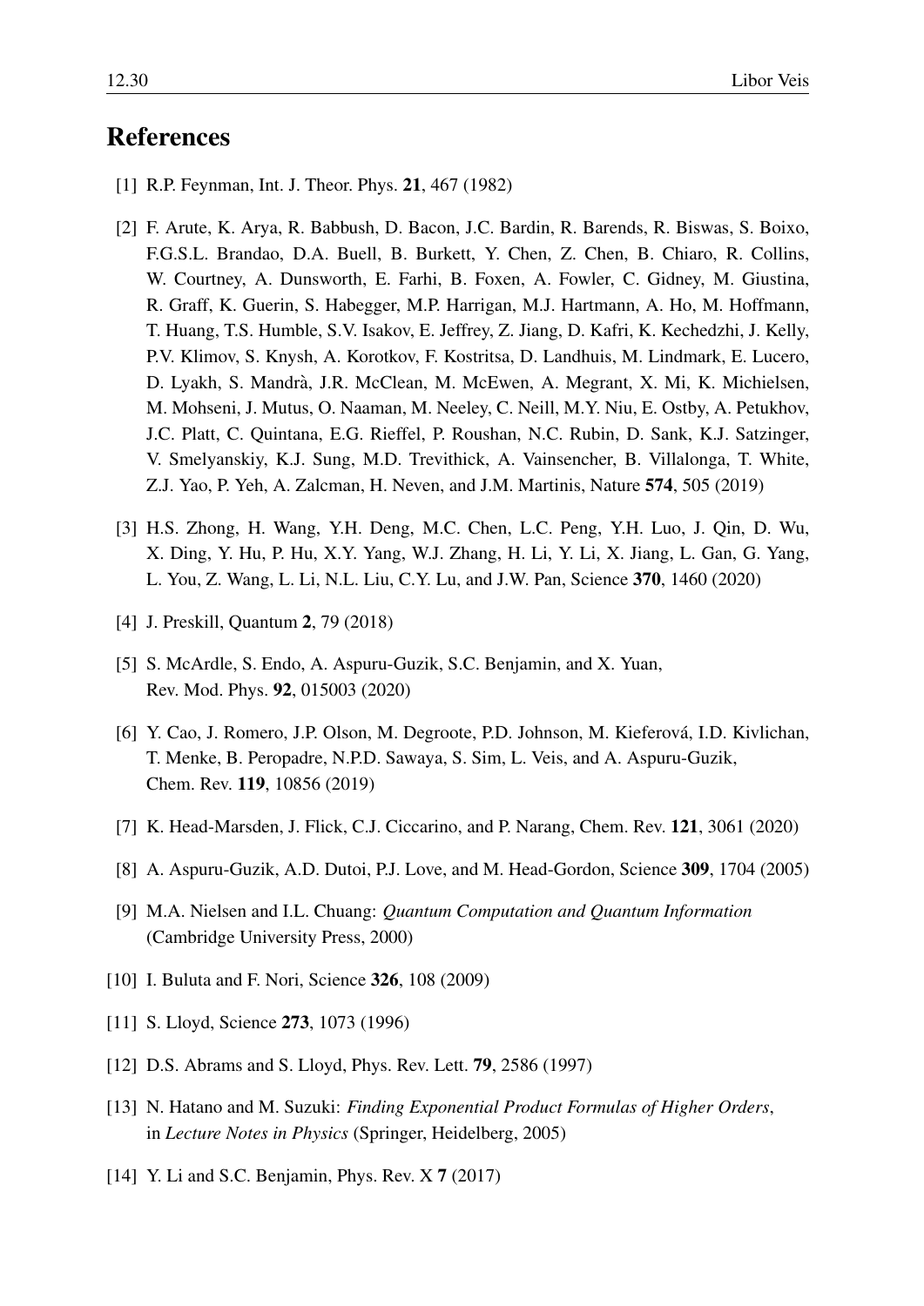## References

[1] R.P. Feynman, Int. J. Theor. Phys. **21**, 467 (1982)

[2] F. Arute, K. Arya, R. Babbush, D. Bacon, J.C. Bardin, R. Barends, R. Biswas, S. Boixo, F.G.S.L. Brandao, D.A. Buell, B. Burkett, Y. Chen, Z. Chen, B. Chiaro, R. Collins, W. Courtney, A. Dunsworth, E. Farhi, B. Foxen, A. Fowler, C. Gidney, M. Giustina, R. Graff, K. Guerin, S. Habegger, M.P. Harrigan, M.J. Hartmann, A. Ho, M. Hoffmann, T. Huang, T.S. Humble, S.V. Isakov, E. Jeffrey, Z. Jiang, D. Kafri, K. Kechedzhi, J. Kelly, P.V. Klimov, S. Knysh, A. Korotkov, F. Kostritsa, D. Landhuis, M. Lindmark, E. Lucero, D. Lyakh, S. Mandrà, J.R. McClean, M. McEwen, A. Megrant, X. Mi, K. Michielsen, M. Mohseni, J. Mutus, O. Naaman, M. Neeley, C. Neill, M.Y. Niu, E. Ostby, A. Petukhov, J.C. Platt, C. Quintana, E.G. Rieffel, P. Roushan, N.C. Rubin, D. Sank, K.J. Satzinger, V. Smelyanskiy, K.J. Sung, M.D. Trevithick, A. Vainsencher, B. Villalonga, T. White, Z.J. Yao, P. Yeh, A. Zalcman, H. Neven, and J.M. Martinis, Nature **574**, 505 (2019)

[3] H.S. Zhong, H. Wang, Y.H. Deng, M.C. Chen, L.C. Peng, Y.H. Luo, J. Qin, D. Wu, X. Ding, Y. Hu, P. Hu, X.Y. Yang, W.J. Zhang, H. Li, Y. Li, X. Jiang, L. Gan, G. Yang, L. You, Z. Wang, L. Li, N.L. Liu, C.Y. Lu, and J.W. Pan, Science **370**, 1460 (2020)

[4] J. Preskill, Quantum **2**, 79 (2018)

[5] S. McArdle, S. Endo, A. Aspuru-Guzik, S.C. Benjamin, and X. Yuan, Rev. Mod. Phys. **92**, 015003 (2020)

[6] Y. Cao, J. Romero, J.P. Olson, M. Degroote, P.D. Johnson, M. Kieferová, I.D. Kivlichan, T. Menke, B. Peropadre, N.P.D. Sawaya, S. Sim, L. Veis, and A. Aspuru-Guzik, Chem. Rev. **119**, 10856 (2019)

[7] K. Head-Marsden, J. Flick, C.J. Ciccarino, and P. Narang, Chem. Rev. **121**, 3061 (2020)

[8] A. Aspuru-Guzik, A.D. Dutoi, P.J. Love, and M. Head-Gordon, Science **309**, 1704 (2005)

[9] M.A. Nielsen and I.L. Chuang: *Quantum Computation and Quantum Information* (Cambridge University Press, 2000)

[10] I. Buluta and F. Nori, Science **326**, 108 (2009)

[11] S. Lloyd, Science **273**, 1073 (1996)

[12] D.S. Abrams and S. Lloyd, Phys. Rev. Lett. **79**, 2586 (1997)

[13] N. Hatano and M. Suzuki: *Finding Exponential Product Formulas of Higher Orders*, in *Lecture Notes in Physics* (Springer, Heidelberg, 2005)

[14] Y. Li and S.C. Benjamin, Phys. Rev. X **7** (2017)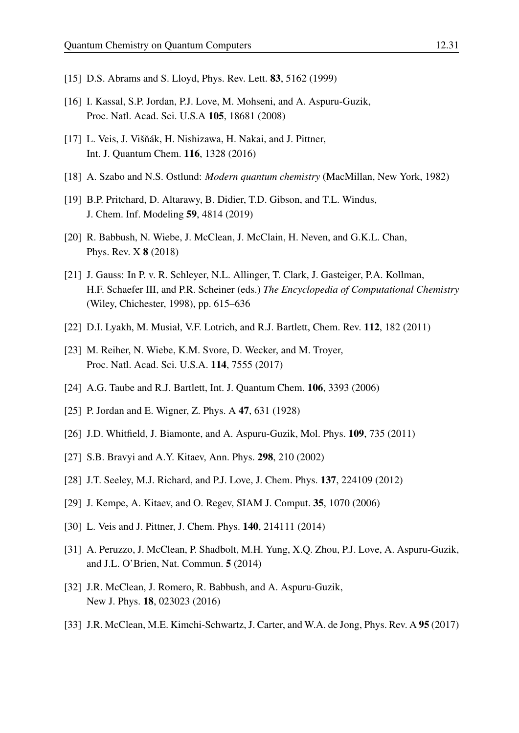[15] D.S. Abrams and S. Lloyd, Phys. Rev. Lett. **83**, 5162 (1999)

[16] I. Kassal, S.P. Jordan, P.J. Love, M. Mohseni, and A. Aspuru-Guzik, Proc. Natl. Acad. Sci. U.S.A **105**, 18681 (2008)

[17] L. Veis, J. Višňák, H. Nishizawa, H. Nakai, and J. Pittner, Int. J. Quantum Chem. **116**, 1328 (2016)

[18] A. Szabo and N.S. Ostlund: *Modern quantum chemistry* (MacMillan, New York, 1982)

[19] B.P. Pritchard, D. Altarawy, B. Didier, T.D. Gibson, and T.L. Windus, J. Chem. Inf. Modeling **59**, 4814 (2019)

[20] R. Babbush, N. Wiebe, J. McClean, J. McClain, H. Neven, and G.K.L. Chan, Phys. Rev. X **8** (2018)

[21] J. Gauss: In P. v. R. Schleyer, N.L. Allinger, T. Clark, J. Gasteiger, P.A. Kollman, H.F. Schaefer III, and P.R. Scheiner (eds.) *The Encyclopedia of Computational Chemistry* (Wiley, Chichester, 1998), pp. 615–636

[22] D.I. Lyakh, M. Musiał, V.F. Lotrich, and R.J. Bartlett, Chem. Rev. **112**, 182 (2011)

[23] M. Reiher, N. Wiebe, K.M. Svore, D. Wecker, and M. Troyer, Proc. Natl. Acad. Sci. U.S.A. **114**, 7555 (2017)

[24] A.G. Taube and R.J. Bartlett, Int. J. Quantum Chem. **106**, 3393 (2006)

[25] P. Jordan and E. Wigner, Z. Phys. A **47**, 631 (1928)

[26] J.D. Whitfield, J. Biamonte, and A. Aspuru-Guzik, Mol. Phys. **109**, 735 (2011)

[27] S.B. Bravyi and A.Y. Kitaev, Ann. Phys. **298**, 210 (2002)

[28] J.T. Seeley, M.J. Richard, and P.J. Love, J. Chem. Phys. **137**, 224109 (2012)

[29] J. Kempe, A. Kitaev, and O. Regev, SIAM J. Comput. **35**, 1070 (2006)

[30] L. Veis and J. Pittner, J. Chem. Phys. **140**, 214111 (2014)

[31] A. Peruzzo, J. McClean, P. Shadbolt, M.H. Yung, X.Q. Zhou, P.J. Love, A. Aspuru-Guzik, and J.L. O'Brien, Nat. Commun. **5** (2014)

[32] J.R. McClean, J. Romero, R. Babbush, and A. Aspuru-Guzik, New J. Phys. **18**, 023023 (2016)

[33] J.R. McClean, M.E. Kimchi-Schwartz, J. Carter, and W.A. de Jong, Phys. Rev. A **95** (2017)